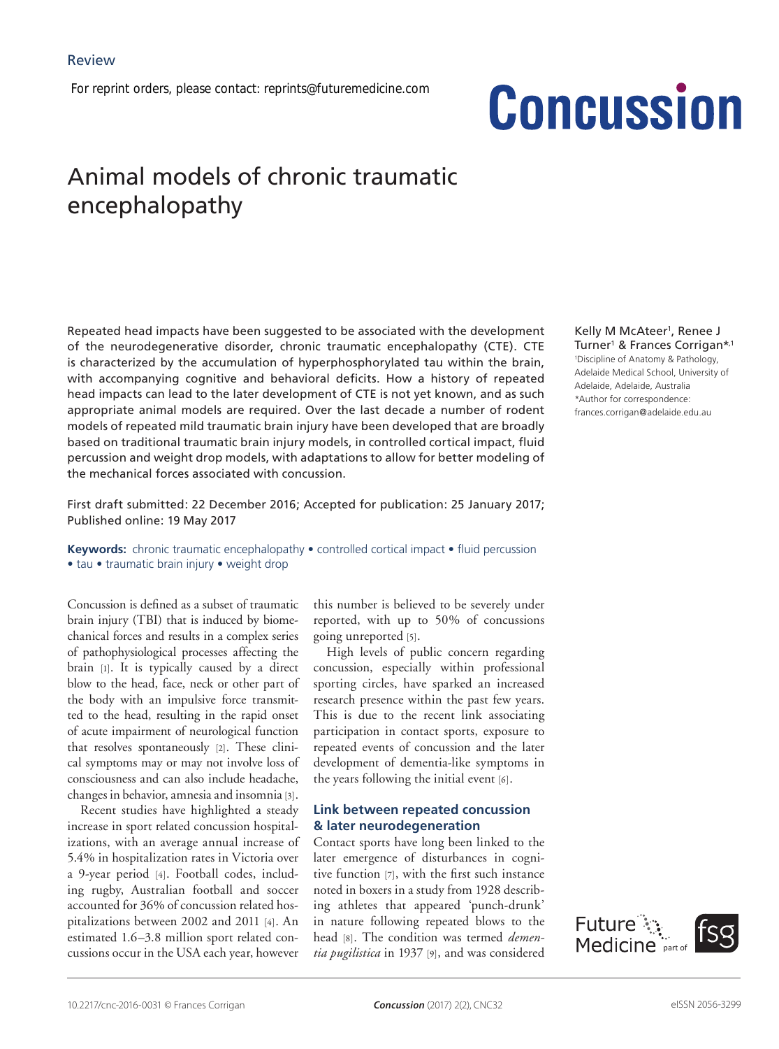Review

For reprint orders, please contact: reprints@futuremedicine.com

# Animal models of chronic traumatic encephalopathy

Kelly M McAteer[1], Renee J Turner[1] & Frances Corrigan*[,1]

[1]Discipline of Anatomy & Pathology, Adelaide Medical School, University of Adelaide, Adelaide, Australia

*Author for correspondence: frances.corrigan@adelaide.edu.au

Repeated head impacts have been suggested to be associated with the development of the neurodegenerative disorder, chronic traumatic encephalopathy (CTE). CTE is characterized by the accumulation of hyperphosphorylated tau within the brain, with accompanying cognitive and behavioral deficits. How a history of repeated head impacts can lead to the later development of CTE is not yet known, and as such appropriate animal models are required. Over the last decade a number of rodent models of repeated mild traumatic brain injury have been developed that are broadly based on traditional traumatic brain injury models, in controlled cortical impact, fluid percussion and weight drop models, with adaptations to allow for better modeling of the mechanical forces associated with concussion.

First draft submitted: 22 December 2016; Accepted for publication: 25 January 2017; Published online: 19 May 2017

**Keywords:** chronic traumatic encephalopathy • controlled cortical impact • fluid percussion • tau • traumatic brain injury • weight drop

Concussion is defined as a subset of traumatic brain injury (TBI) that is induced by biomechanical forces and results in a complex series of pathophysiological processes affecting the brain [1]. It is typically caused by a direct blow to the head, face, neck or other part of the body with an impulsive force transmitted to the head, resulting in the rapid onset of acute impairment of neurological function that resolves spontaneously [2]. These clinical symptoms may or may not involve loss of consciousness and can also include headache, changes in behavior, amnesia and insomnia [3].

Recent studies have highlighted a steady increase in sport related concussion hospitalizations, with an average annual increase of 5.4% in hospitalization rates in Victoria over a 9-year period [4]. Football codes, including rugby, Australian football and soccer accounted for 36% of concussion related hospitalizations between 2002 and 2011 [4]. An estimated 1.6–3.8 million sport related concussions occur in the USA each year, however this number is believed to be severely under reported, with up to 50% of concussions going unreported [5].

High levels of public concern regarding concussion, especially within professional sporting circles, have sparked an increased research presence within the past few years. This is due to the recent link associating participation in contact sports, exposure to repeated events of concussion and the later development of dementia-like symptoms in the years following the initial event [6].

## Link between repeated concussion & later neurodegeneration

Contact sports have long been linked to the later emergence of disturbances in cognitive function [7], with the first such instance noted in boxers in a study from 1928 describing athletes that appeared 'punch-drunk' in nature following repeated blows to the head [8]. The condition was termed *dementia pugilistica* in 1937 [9], and was considered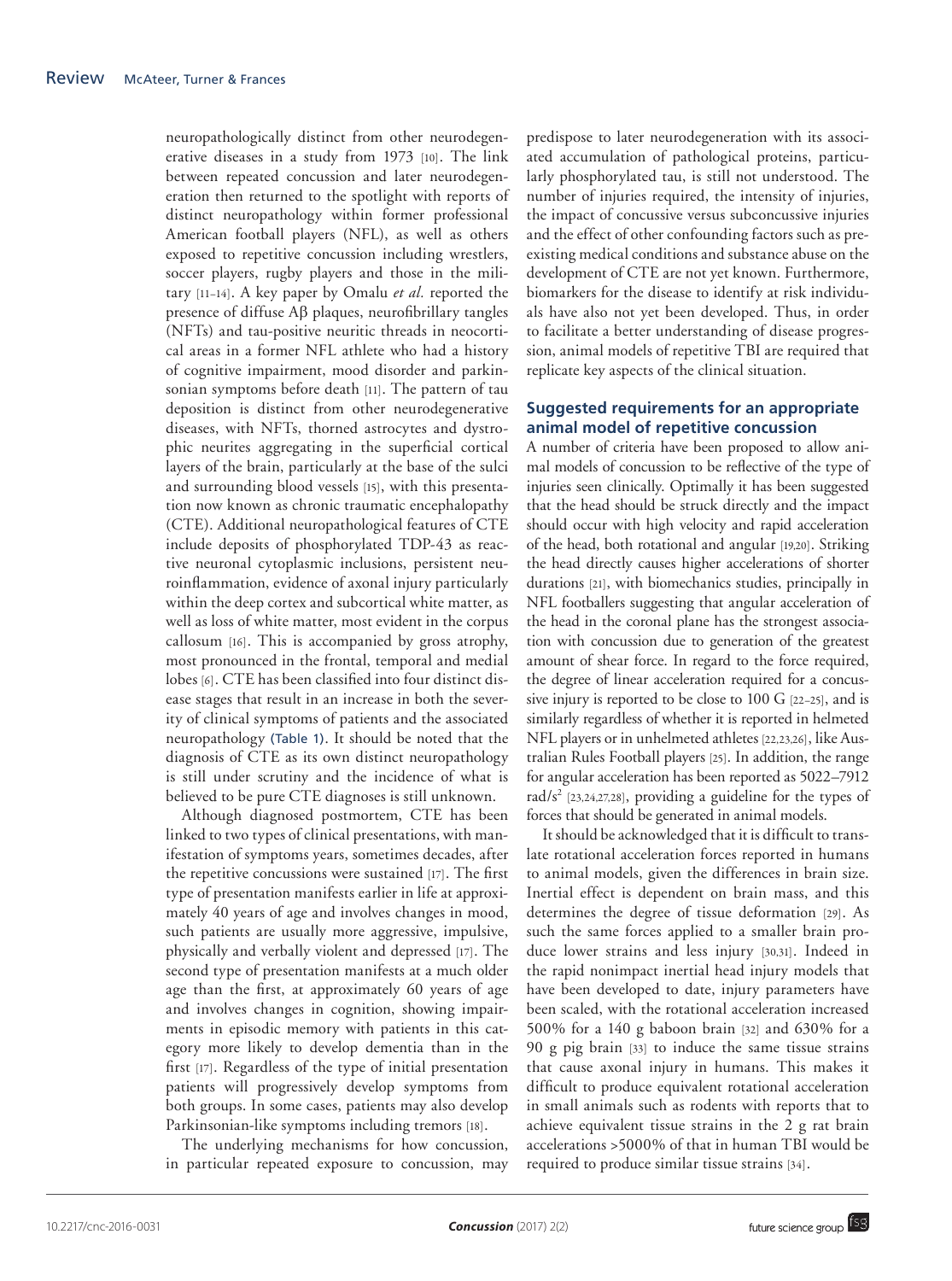neuropathologically distinct from other neurodegenerative diseases in a study from 1973 [10]. The link between repeated concussion and later neurodegeneration then returned to the spotlight with reports of distinct neuropathology within former professional American football players (NFL), as well as others exposed to repetitive concussion including wrestlers, soccer players, rugby players and those in the military [11–14]. A key paper by Omalu *et al.* reported the presence of diffuse Aβ plaques, neurofibrillary tangles (NFTs) and tau-positive neuritic threads in neocortical areas in a former NFL athlete who had a history of cognitive impairment, mood disorder and parkinsonian symptoms before death [11]. The pattern of tau deposition is distinct from other neurodegenerative diseases, with NFTs, thorned astrocytes and dystrophic neurites aggregating in the superficial cortical layers of the brain, particularly at the base of the sulci and surrounding blood vessels [15], with this presentation now known as chronic traumatic encephalopathy (CTE). Additional neuropathological features of CTE include deposits of phosphorylated TDP-43 as reactive neuronal cytoplasmic inclusions, persistent neuroinflammation, evidence of axonal injury particularly within the deep cortex and subcortical white matter, as well as loss of white matter, most evident in the corpus callosum [16]. This is accompanied by gross atrophy, most pronounced in the frontal, temporal and medial lobes [6]. CTE has been classified into four distinct disease stages that result in an increase in both the severity of clinical symptoms of patients and the associated neuropathology (Table 1). It should be noted that the diagnosis of CTE as its own distinct neuropathology is still under scrutiny and the incidence of what is believed to be pure CTE diagnoses is still unknown.

Although diagnosed postmortem, CTE has been linked to two types of clinical presentations, with manifestation of symptoms years, sometimes decades, after the repetitive concussions were sustained [17]. The first type of presentation manifests earlier in life at approximately 40 years of age and involves changes in mood, such patients are usually more aggressive, impulsive, physically and verbally violent and depressed [17]. The second type of presentation manifests at a much older age than the first, at approximately 60 years of age and involves changes in cognition, showing impairments in episodic memory with patients in this category more likely to develop dementia than in the first [17]. Regardless of the type of initial presentation patients will progressively develop symptoms from both groups. In some cases, patients may also develop Parkinsonian-like symptoms including tremors [18].

The underlying mechanisms for how concussion, in particular repeated exposure to concussion, may predispose to later neurodegeneration with its associated accumulation of pathological proteins, particularly phosphorylated tau, is still not understood. The number of injuries required, the intensity of injuries, the impact of concussive versus subconcussive injuries and the effect of other confounding factors such as pre-existing medical conditions and substance abuse on the development of CTE are not yet known. Furthermore, biomarkers for the disease to identify at risk individuals have also not yet been developed. Thus, in order to facilitate a better understanding of disease progression, animal models of repetitive TBI are required that replicate key aspects of the clinical situation.

## Suggested requirements for an appropriate animal model of repetitive concussion

A number of criteria have been proposed to allow animal models of concussion to be reflective of the type of injuries seen clinically. Optimally it has been suggested that the head should be struck directly and the impact should occur with high velocity and rapid acceleration of the head, both rotational and angular [19,20]. Striking the head directly causes higher accelerations of shorter durations [21], with biomechanics studies, principally in NFL footballers suggesting that angular acceleration of the head in the coronal plane has the strongest association with concussion due to generation of the greatest amount of shear force. In regard to the force required, the degree of linear acceleration required for a concussive injury is reported to be close to 100 G [22–25], and is similarly regardless of whether it is reported in helmeted NFL players or in unhelmeted athletes [22,23,26], like Australian Rules Football players [25]. In addition, the range for angular acceleration has been reported as 5022–7912 rad/s$^2$ [23,24,27,28], providing a guideline for the types of forces that should be generated in animal models.

It should be acknowledged that it is difficult to translate rotational acceleration forces reported in humans to animal models, given the differences in brain size. Inertial effect is dependent on brain mass, and this determines the degree of tissue deformation [29]. As such the same forces applied to a smaller brain produce lower strains and less injury [30,31]. Indeed in the rapid nonimpact inertial head injury models that have been developed to date, injury parameters have been scaled, with the rotational acceleration increased 500% for a 140 g baboon brain [32] and 630% for a 90 g pig brain [33] to induce the same tissue strains that cause axonal injury in humans. This makes it difficult to produce equivalent rotational acceleration in small animals such as rodents with reports that to achieve equivalent tissue strains in the 2 g rat brain accelerations >5000% of that in human TBI would be required to produce similar tissue strains [34].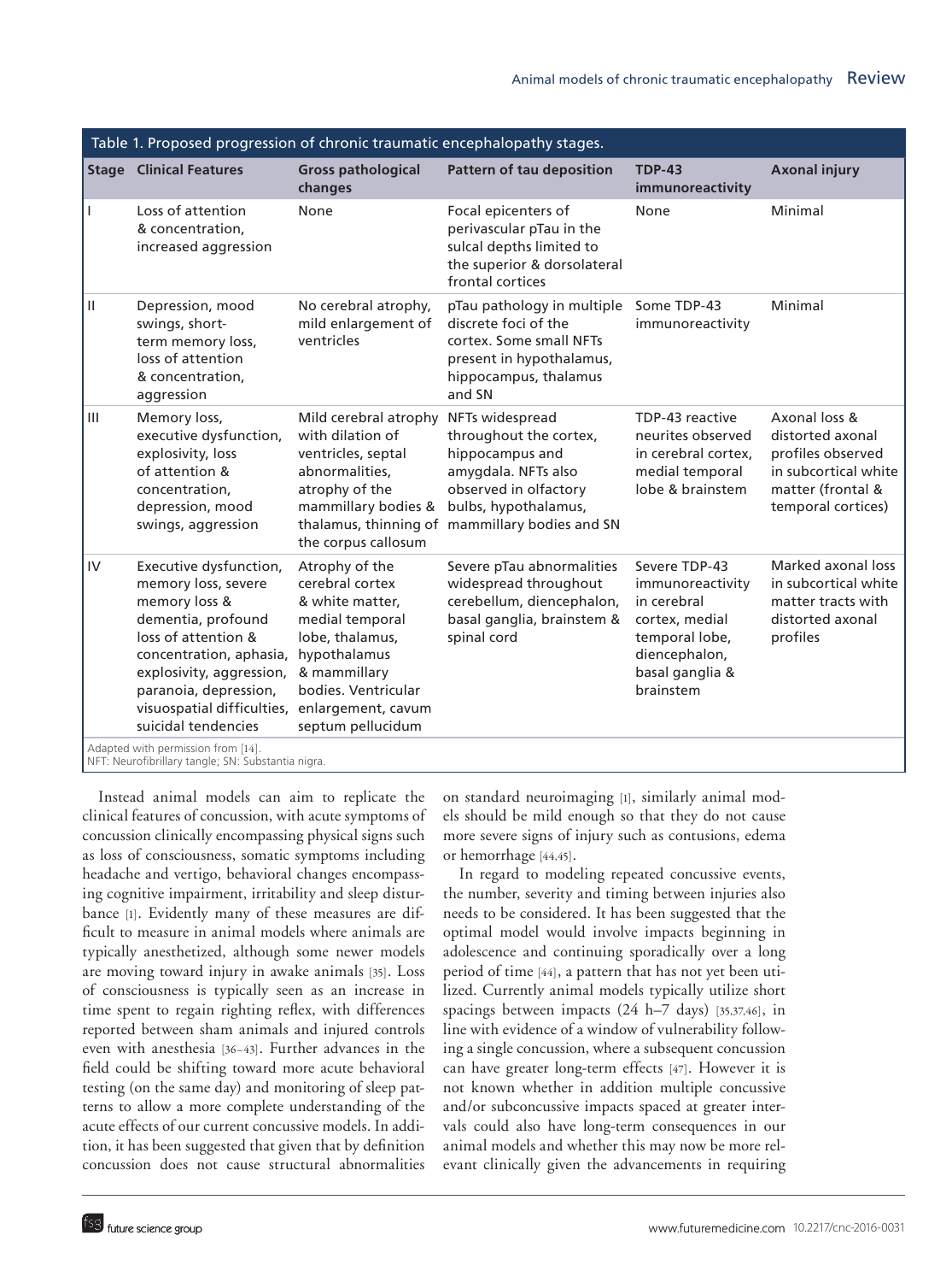Table 1. Proposed progression of chronic traumatic encephalopathy stages.

| Stage | Clinical Features | Gross pathological changes | Pattern of tau deposition | TDP-43 immunoreactivity | Axonal injury |
|---|---|---|---|---|---|
| I | Loss of attention & concentration, increased aggression | None | Focal epicenters of perivascular pTau in the sulcal depths limited to the superior & dorsolateral frontal cortices | None | Minimal |
| II | Depression, mood swings, short-term memory loss, loss of attention & concentration, aggression | No cerebral atrophy, mild enlargement of ventricles | pTau pathology in multiple discrete foci of the cortex. Some small NFTs present in hypothalamus, hippocampus, thalamus and SN | Some TDP-43 immunoreactivity | Minimal |
| III | Memory loss, executive dysfunction, explosivity, loss of attention & concentration, depression, mood swings, aggression | Mild cerebral atrophy with dilation of ventricles, septal abnormalities, atrophy of the mammillary bodies & thalamus, thinning of the corpus callosum | NFTs widespread throughout the cortex, hippocampus and amygdala. NFTs also observed in olfactory bulbs, hypothalamus, mammillary bodies and SN | TDP-43 reactive neurites observed in cerebral cortex, medial temporal lobe & brainstem | Axonal loss & distorted axonal profiles observed in subcortical white matter (frontal & temporal cortices) |
| IV | Executive dysfunction, memory loss, severe memory loss & dementia, profound loss of attention & concentration, aphasia, explosivity, aggression, paranoia, depression, visuospatial difficulties, suicidal tendencies | Atrophy of the cerebral cortex & white matter, medial temporal lobe, thalamus, hypothalamus & mammillary bodies. Ventricular enlargement, cavum septum pellucidum | Severe pTau abnormalities widespread throughout cerebellum, diencephalon, basal ganglia, brainstem & spinal cord | Severe TDP-43 immunoreactivity in cerebral cortex, medial temporal lobe, diencephalon, basal ganglia & brainstem | Marked axonal loss in subcortical white matter tracts with distorted axonal profiles |

Adapted with permission from [14].
NFT: Neurofibrillary tangle; SN: Substantia nigra.

Instead animal models can aim to replicate the clinical features of concussion, with acute symptoms of concussion clinically encompassing physical signs such as loss of consciousness, somatic symptoms including headache and vertigo, behavioral changes encompassing cognitive impairment, irritability and sleep disturbance [1]. Evidently many of these measures are difficult to measure in animal models where animals are typically anesthetized, although some newer models are moving toward injury in awake animals [35]. Loss of consciousness is typically seen as an increase in time spent to regain righting reflex, with differences reported between sham animals and injured controls even with anesthesia [36–43]. Further advances in the field could be shifting toward more acute behavioral testing (on the same day) and monitoring of sleep patterns to allow a more complete understanding of the acute effects of our current concussive models. In addition, it has been suggested that given that by definition concussion does not cause structural abnormalities on standard neuroimaging [1], similarly animal models should be mild enough so that they do not cause more severe signs of injury such as contusions, edema or hemorrhage [44,45].

In regard to modeling repeated concussive events, the number, severity and timing between injuries also needs to be considered. It has been suggested that the optimal model would involve impacts beginning in adolescence and continuing sporadically over a long period of time [44], a pattern that has not yet been utilized. Currently animal models typically utilize short spacings between impacts (24 h–7 days) [35,37,46], in line with evidence of a window of vulnerability following a single concussion, where a subsequent concussion can have greater long-term effects [47]. However it is not known whether in addition multiple concussive and/or subconcussive impacts spaced at greater intervals could also have long-term consequences in our animal models and whether this may now be more relevant clinically given the advancements in requiring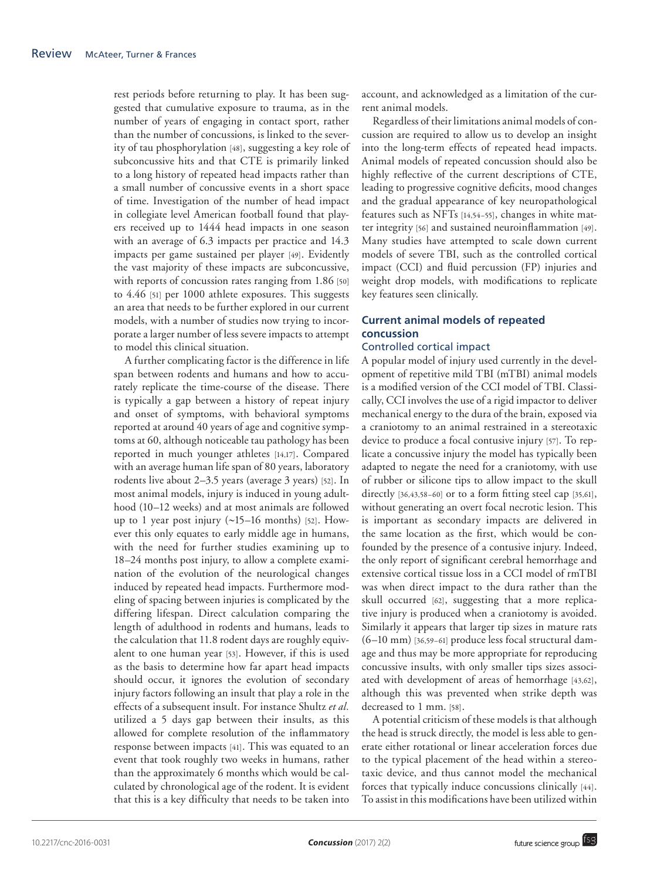rest periods before returning to play. It has been suggested that cumulative exposure to trauma, as in the number of years of engaging in contact sport, rather than the number of concussions, is linked to the severity of tau phosphorylation [48], suggesting a key role of subconcussive hits and that CTE is primarily linked to a long history of repeated head impacts rather than a small number of concussive events in a short space of time. Investigation of the number of head impact in collegiate level American football found that players received up to 1444 head impacts in one season with an average of 6.3 impacts per practice and 14.3 impacts per game sustained per player [49]. Evidently the vast majority of these impacts are subconcussive, with reports of concussion rates ranging from 1.86 [50] to 4.46 [51] per 1000 athlete exposures. This suggests an area that needs to be further explored in our current models, with a number of studies now trying to incorporate a larger number of less severe impacts to attempt to model this clinical situation.

A further complicating factor is the difference in life span between rodents and humans and how to accurately replicate the time-course of the disease. There is typically a gap between a history of repeat injury and onset of symptoms, with behavioral symptoms reported at around 40 years of age and cognitive symptoms at 60, although noticeable tau pathology has been reported in much younger athletes [14,17]. Compared with an average human life span of 80 years, laboratory rodents live about 2–3.5 years (average 3 years) [52]. In most animal models, injury is induced in young adulthood (10–12 weeks) and at most animals are followed up to 1 year post injury (~15–16 months) [52]. However this only equates to early middle age in humans, with the need for further studies examining up to 18–24 months post injury, to allow a complete examination of the evolution of the neurological changes induced by repeated head impacts. Furthermore modeling of spacing between injuries is complicated by the differing lifespan. Direct calculation comparing the length of adulthood in rodents and humans, leads to the calculation that 11.8 rodent days are roughly equivalent to one human year [53]. However, if this is used as the basis to determine how far apart head impacts should occur, it ignores the evolution of secondary injury factors following an insult that play a role in the effects of a subsequent insult. For instance Shultz *et al.* utilized a 5 days gap between their insults, as this allowed for complete resolution of the inflammatory response between impacts [41]. This was equated to an event that took roughly two weeks in humans, rather than the approximately 6 months which would be calculated by chronological age of the rodent. It is evident that this is a key difficulty that needs to be taken into account, and acknowledged as a limitation of the current animal models.

Regardless of their limitations animal models of concussion are required to allow us to develop an insight into the long-term effects of repeated head impacts. Animal models of repeated concussion should also be highly reflective of the current descriptions of CTE, leading to progressive cognitive deficits, mood changes and the gradual appearance of key neuropathological features such as NFTs [14,54–55], changes in white matter integrity [56] and sustained neuroinflammation [49]. Many studies have attempted to scale down current models of severe TBI, such as the controlled cortical impact (CCI) and fluid percussion (FP) injuries and weight drop models, with modifications to replicate key features seen clinically.

## Current animal models of repeated concussion

### Controlled cortical impact

A popular model of injury used currently in the development of repetitive mild TBI (mTBI) animal models is a modified version of the CCI model of TBI. Classically, CCI involves the use of a rigid impactor to deliver mechanical energy to the dura of the brain, exposed via a craniotomy to an animal restrained in a stereotaxic device to produce a focal contusive injury [57]. To replicate a concussive injury the model has typically been adapted to negate the need for a craniotomy, with use of rubber or silicone tips to allow impact to the skull directly [36,43,58–60] or to a form fitting steel cap [35,61], without generating an overt focal necrotic lesion. This is important as secondary impacts are delivered in the same location as the first, which would be confounded by the presence of a contusive injury. Indeed, the only report of significant cerebral hemorrhage and extensive cortical tissue loss in a CCI model of rmTBI was when direct impact to the dura rather than the skull occurred [62], suggesting that a more replicative injury is produced when a craniotomy is avoided. Similarly it appears that larger tip sizes in mature rats (6–10 mm) [36,59–61] produce less focal structural damage and thus may be more appropriate for reproducing concussive insults, with only smaller tips sizes associated with development of areas of hemorrhage [43,62], although this was prevented when strike depth was decreased to 1 mm. [58].

A potential criticism of these models is that although the head is struck directly, the model is less able to generate either rotational or linear acceleration forces due to the typical placement of the head within a stereotaxic device, and thus cannot model the mechanical forces that typically induce concussions clinically [44]. To assist in this modifications have been utilized within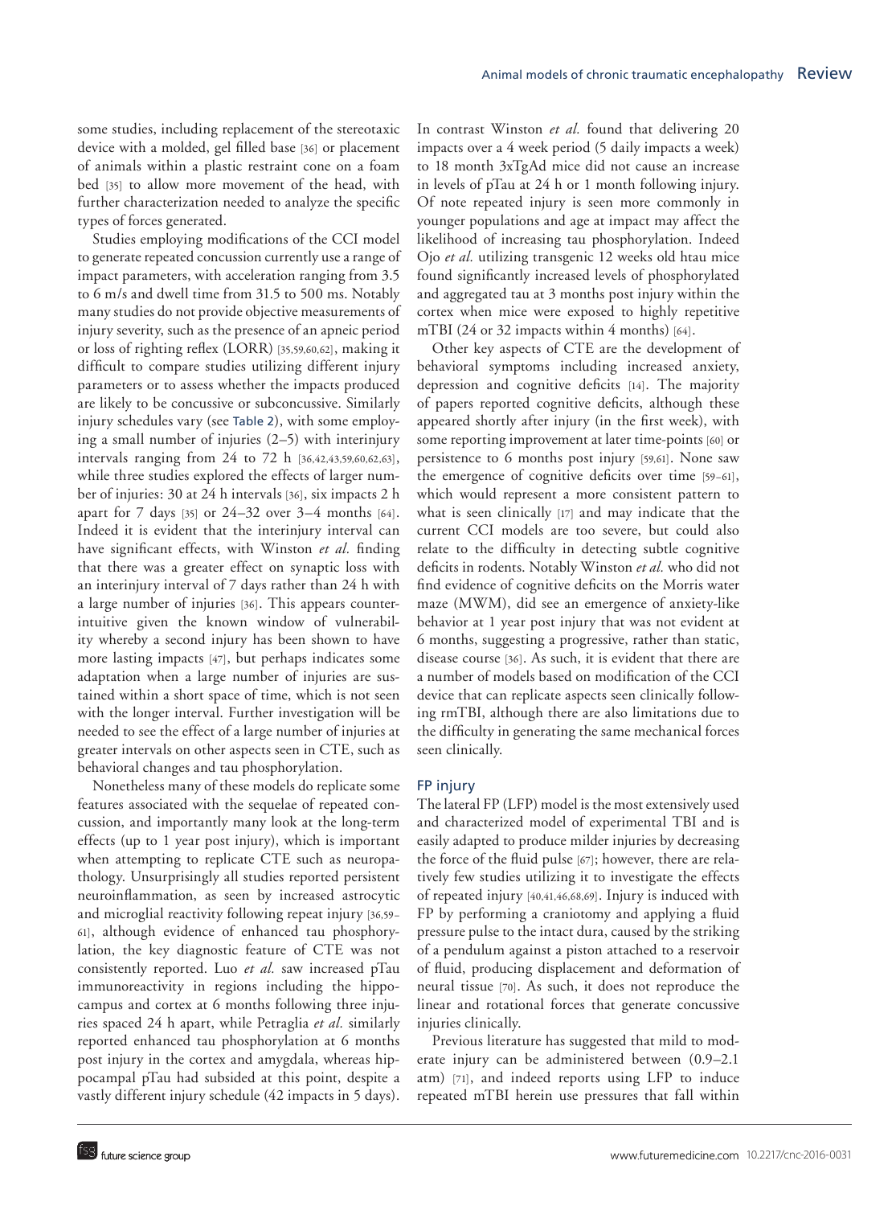some studies, including replacement of the stereotaxic device with a molded, gel filled base [36] or placement of animals within a plastic restraint cone on a foam bed [35] to allow more movement of the head, with further characterization needed to analyze the specific types of forces generated.

Studies employing modifications of the CCI model to generate repeated concussion currently use a range of impact parameters, with acceleration ranging from 3.5 to 6 m/s and dwell time from 31.5 to 500 ms. Notably many studies do not provide objective measurements of injury severity, such as the presence of an apneic period or loss of righting reflex (LORR) [35,59,60,62], making it difficult to compare studies utilizing different injury parameters or to assess whether the impacts produced are likely to be concussive or subconcussive. Similarly injury schedules vary (see Table 2), with some employing a small number of injuries (2–5) with interinjury intervals ranging from 24 to 72 h [36,42,43,59,60,62,63], while three studies explored the effects of larger number of injuries: 30 at 24 h intervals [36], six impacts 2 h apart for 7 days [35] or 24–32 over 3–4 months [64]. Indeed it is evident that the interinjury interval can have significant effects, with Winston *et al.* finding that there was a greater effect on synaptic loss with an interinjury interval of 7 days rather than 24 h with a large number of injuries [36]. This appears counterintuitive given the known window of vulnerability whereby a second injury has been shown to have more lasting impacts [47], but perhaps indicates some adaptation when a large number of injuries are sustained within a short space of time, which is not seen with the longer interval. Further investigation will be needed to see the effect of a large number of injuries at greater intervals on other aspects seen in CTE, such as behavioral changes and tau phosphorylation.

Nonetheless many of these models do replicate some features associated with the sequelae of repeated concussion, and importantly many look at the long-term effects (up to 1 year post injury), which is important when attempting to replicate CTE such as neuropathology. Unsurprisingly all studies reported persistent neuroinflammation, as seen by increased astrocytic and microglial reactivity following repeat injury [36,59–61], although evidence of enhanced tau phosphorylation, the key diagnostic feature of CTE was not consistently reported. Luo *et al.* saw increased pTau immunoreactivity in regions including the hippocampus and cortex at 6 months following three injuries spaced 24 h apart, while Petraglia *et al.* similarly reported enhanced tau phosphorylation at 6 months post injury in the cortex and amygdala, whereas hippocampal pTau had subsided at this point, despite a vastly different injury schedule (42 impacts in 5 days). In contrast Winston *et al.* found that delivering 20 impacts over a 4 week period (5 daily impacts a week) to 18 month 3xTgAd mice did not cause an increase in levels of pTau at 24 h or 1 month following injury. Of note repeated injury is seen more commonly in younger populations and age at impact may affect the likelihood of increasing tau phosphorylation. Indeed Ojo *et al.* utilizing transgenic 12 weeks old htau mice found significantly increased levels of phosphorylated and aggregated tau at 3 months post injury within the cortex when mice were exposed to highly repetitive mTBI (24 or 32 impacts within 4 months) [64].

Other key aspects of CTE are the development of behavioral symptoms including increased anxiety, depression and cognitive deficits [14]. The majority of papers reported cognitive deficits, although these appeared shortly after injury (in the first week), with some reporting improvement at later time-points [60] or persistence to 6 months post injury [59,61]. None saw the emergence of cognitive deficits over time [59–61], which would represent a more consistent pattern to what is seen clinically [17] and may indicate that the current CCI models are too severe, but could also relate to the difficulty in detecting subtle cognitive deficits in rodents. Notably Winston *et al.* who did not find evidence of cognitive deficits on the Morris water maze (MWM), did see an emergence of anxiety-like behavior at 1 year post injury that was not evident at 6 months, suggesting a progressive, rather than static, disease course [36]. As such, it is evident that there are a number of models based on modification of the CCI device that can replicate aspects seen clinically following rmTBI, although there are also limitations due to the difficulty in generating the same mechanical forces seen clinically.

## FP injury

The lateral FP (LFP) model is the most extensively used and characterized model of experimental TBI and is easily adapted to produce milder injuries by decreasing the force of the fluid pulse [67]; however, there are relatively few studies utilizing it to investigate the effects of repeated injury [40,41,46,68,69]. Injury is induced with FP by performing a craniotomy and applying a fluid pressure pulse to the intact dura, caused by the striking of a pendulum against a piston attached to a reservoir of fluid, producing displacement and deformation of neural tissue [70]. As such, it does not reproduce the linear and rotational forces that generate concussive injuries clinically.

Previous literature has suggested that mild to moderate injury can be administered between (0.9–2.1 atm) [71], and indeed reports using LFP to induce repeated mTBI herein use pressures that fall within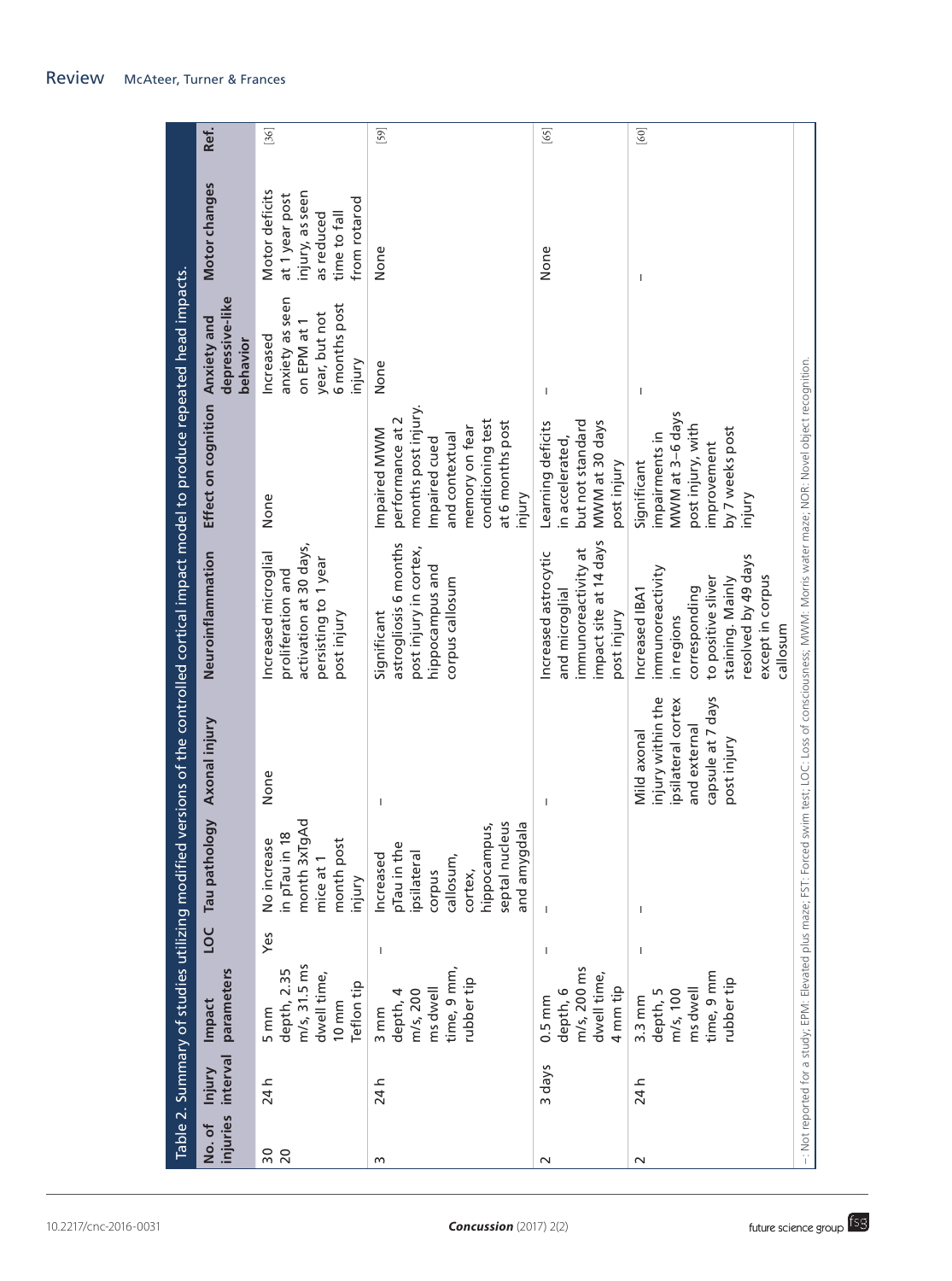Table 2. Summary of studies utilizing modified versions of the controlled cortical impact model to produce repeated head impacts.

| No. of injuries | Injury interval | Impact parameters | LOC | Tau pathology | Axonal injury | Neuroinflammation | Effect on cognition | Anxiety and depressive-like behavior | Motor changes | Ref. |
|---|---|---|---|---|---|---|---|---|---|---|
| 30<br>20 | 24 h | 5 mm depth, 2.35 m/s, 31.5 ms dwell time, 10 mm Teflon tip | Yes | No increase in pTau in 18 month 3xTgAd mice at 1 month post injury | None | Increased microglial proliferation and activation at 30 days, persisting to 1 year post injury | None | Increased anxiety as seen on EPM at 1 year, but not 6 months post injury | Motor deficits at 1 year post injury, as seen as reduced time to fall from rotarod | [36] |
| 3 | 24 h | 3 mm depth, 4 m/s, 200 ms dwell time, 9 mm, rubber tip | – | Increased pTau in the ipsilateral corpus callosum, cortex, hippocampus, septal nucleus and amygdala | – | Significant astrogliosis 6 months post injury in cortex, hippocampus and corpus callosum | Impaired MWM performance at 2 months post injury. Impaired cued and contextual memory on fear conditioning test at 6 months post injury | None | None | [59] |
| 2 | 3 days | 0.5 mm depth, 6 m/s, 200 ms dwell time, 4 mm tip | – | – | – | Increased astrocytic and microglial immunoreactivity at impact site at 14 days post injury | Learning deficits in accelerated, but not standard MWM at 30 days post injury | – | None | [65] |
| 2 | 24 h | 3.3 mm depth, 5 m/s, 100 ms dwell time, 9 mm rubber tip | – | – | Mild axonal injury within the ipsilateral cortex and external capsule at 7 days post injury | Increased IBA1 immunoreactivity in regions corresponding to positive sliver staining. Mainly resolved by 49 days except in corpus callosum | Significant impairments in MWM at 3–6 days post injury, with improvement by 7 weeks post injury | – | – | [60] |

–: Not reported for a study; EPM: Elevated plus maze; FST: Forced swim test; LOC: Loss of consciousness; MWM: Morris water maze; NOR: Novel object recognition.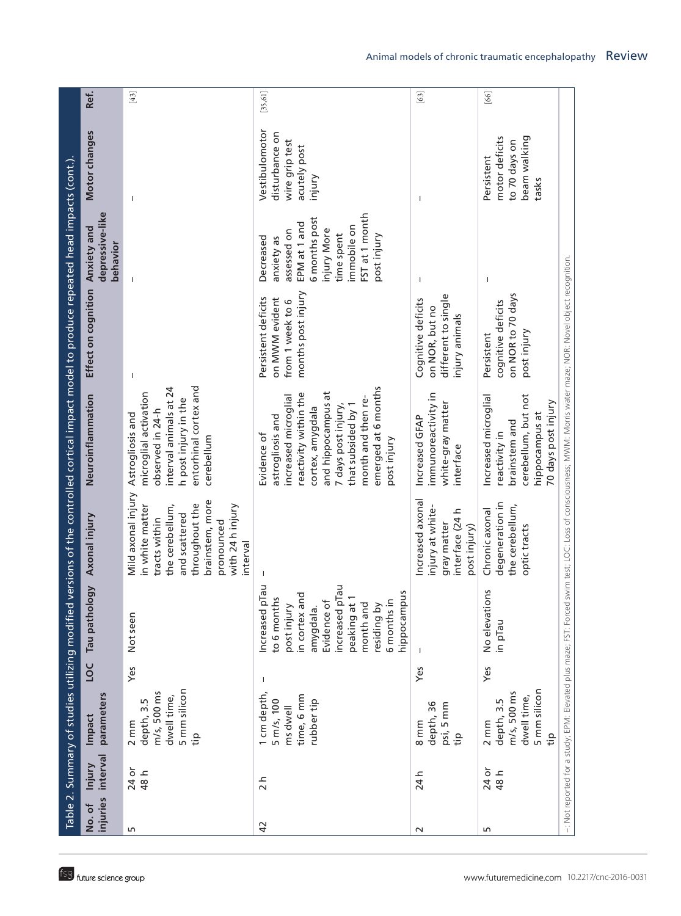Table 2. Summary of studies utilizing modified versions of the controlled cortical impact model to produce repeated head impacts (cont.).

| No. of injuries | Injury interval | Impact parameters | LOC | Tau pathology | Axonal injury | Neuroinflammation | Effect on cognition | Anxiety and depressive-like behavior | Motor changes | Ref. |
|---|---|---|---|---|---|---|---|---|---|---|
| 5 | 24 or 48 h | 2 mm depth, 3.5 m/s, 500 ms dwell time, 5 mm silicon tip | Yes | Not seen | Mild axonal injury in white matter tracts within the cerebellum, and scattered throughout the brainstem, more pronounced with 24 h injury interval | Astrogliosis and microglial activation observed in 24-h interval animals at 24 h post injury in the entorhinal cortex and cerebellum | – | – | – | [43] |
| 42 | 2 h | 1 cm depth, 5 m/s, 100 ms dwell time, 6 mm rubber tip | – | Increased pTau to 6 months post injury in cortex and amygdala. Evidence of increased pTau peaking at 1 month and residing by 6 months in hippocampus | – | Evidence of astrogliosis and increased microglial reactivity within the cortex, amygdala and hippocampus at 7 days post injury, that subsided by 1 month and then re-emerged at 6 months post injury | Persistent deficits on MWM evident from 1 week to 6 months post injury | Decreased anxiety as assessed on EPM at 1 and 6 months post injury More time spent immobile on FST at 1 month post injury | Vestibulomotor disturbance on wire grip test acutely post injury | [35,61] |
| 2 | 24 h | 8 mm depth, 36 psi, 5 mm tip | Yes | – | Increased axonal injury at white-gray matter interface (24 h post injury) | Increased GFAP immunoreactivity in white-gray matter interface | Cognitive deficits on NOR, but no different to single injury animals | – | – | [63] |
| 5 | 24 or 48 h | 2 mm depth, 3.5 m/s, 500 ms dwell time, 5 mm silicon tip | Yes | No elevations in pTau | Chronic axonal degeneration in the cerebellum, optic tracts | Increased microglial reactivity in brainstem and cerebellum, but not hippocampus at 70 days post injury | Persistent cognitive deficits on NOR to 70 days post injury | – | Persistent motor deficits to 70 days on beam walking tasks | [66] |

–: Not reported for a study; EPM: Elevated plus maze; FST: Forced swim test; LOC: Loss of consciousness; MWM: Morris water maze; NOR: Novel object recognition.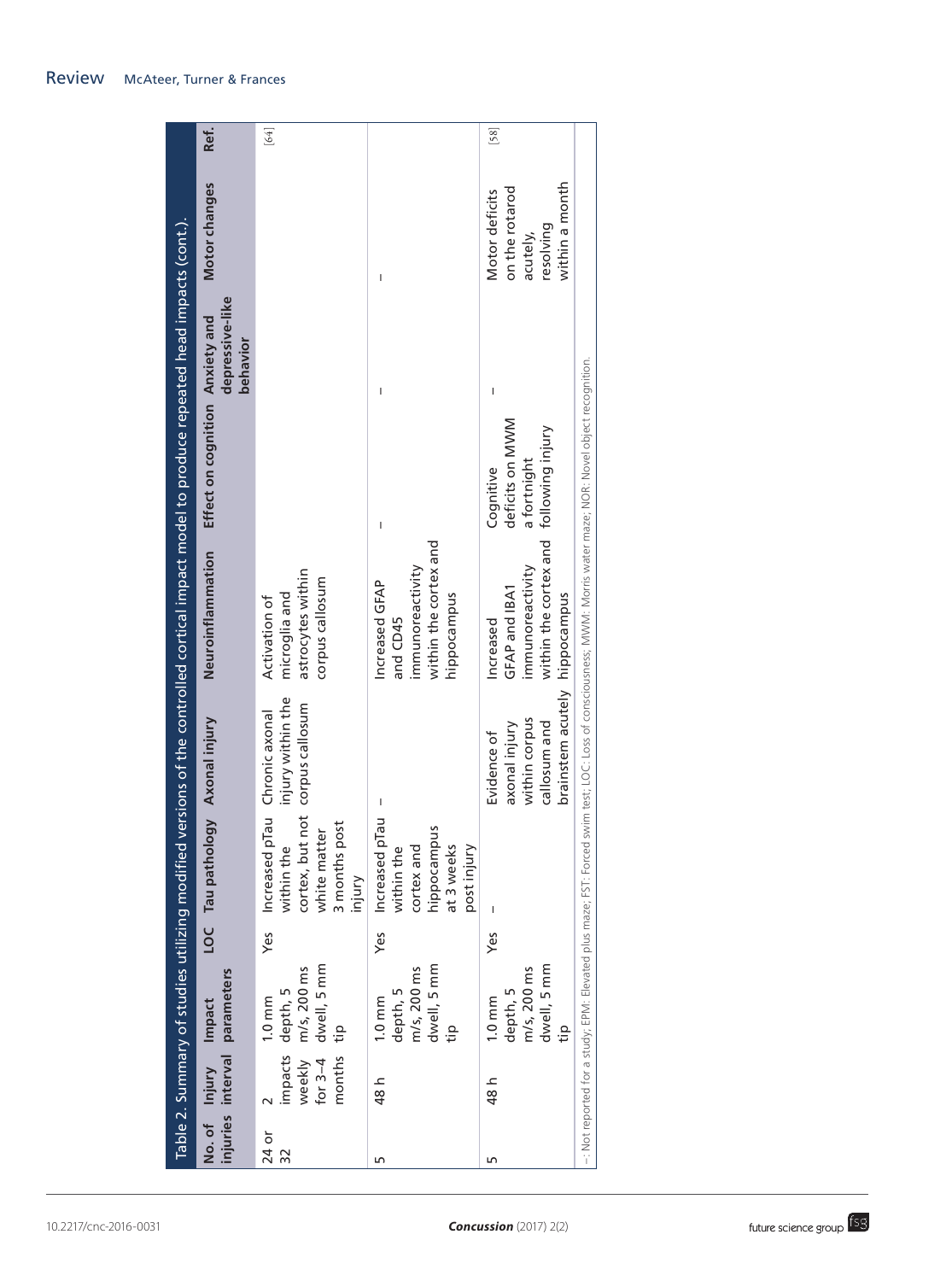**Table 2. Summary of studies utilizing modified versions of the controlled cortical impact model to produce repeated head impacts (cont.).**

| No. of injuries | Injury interval | Impact parameters | LOC | Tau pathology | Axonal injury | Neuroinflammation | Effect on cognition | Anxiety and depressive-like behavior | Motor changes | Ref. |
|---|---|---|---|---|---|---|---|---|---|---|
| 24 or 32 | 2 impacts weekly for 3–4 months | 1.0 mm depth, 5 m/s, 200 ms dwell, 5 mm tip | Yes | Increased pTau within the cortex, but not white matter 3 months post injury | Chronic axonal injury within the corpus callosum | Activation of microglia and astrocytes within corpus callosum | | | | [64] |
| 5 | 48 h | 1.0 mm depth, 5 m/s, 200 ms dwell, 5 mm tip | Yes | Increased pTau within the cortex and hippocampus at 3 weeks post injury | – | Increased GFAP and CD45 immunoreactivity within the cortex and hippocampus | – | – | – | |
| 5 | 48 h | 1.0 mm depth, 5 m/s, 200 ms dwell, 5 mm tip | Yes | – | Evidence of axonal injury within corpus callosum and brainstem acutely | Increased GFAP and IBA1 immunoreactivity within the cortex and hippocampus | Cognitive deficits on MWM a fortnight following injury | – | Motor deficits on the rotarod acutely, resolving within a month | [58] |

–: Not reported for a study; EPM: Elevated plus maze; FST: Forced swim test; LOC: Loss of consciousness; MWM: Morris water maze; NOR: Novel object recognition.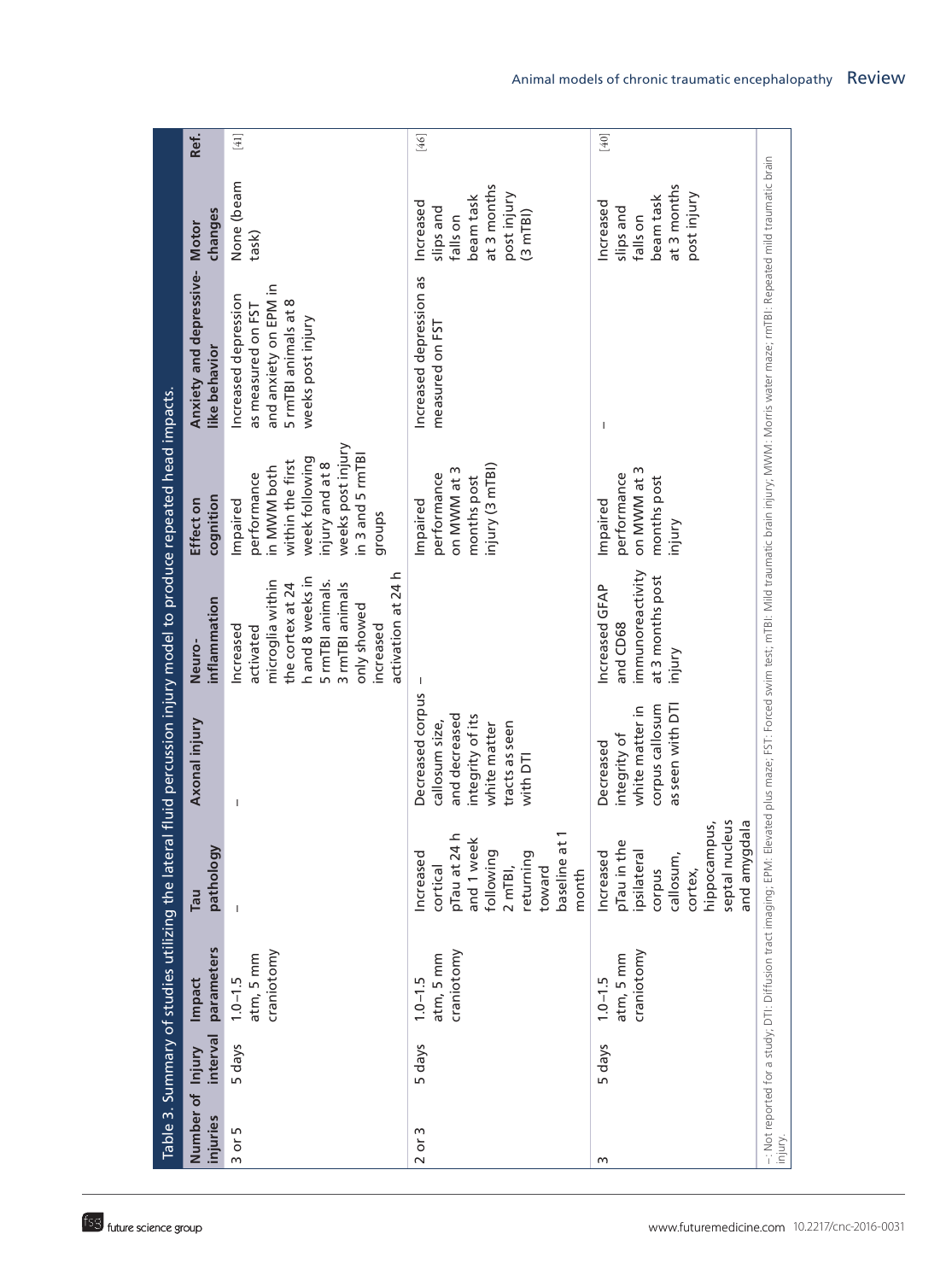**Table 3. Summary of studies utilizing the lateral fluid percussion injury model to produce repeated head impacts.**

| Number of injuries | Injury interval | Impact parameters | Tau pathology | Axonal injury | Neuro-inflammation | Effect on cognition | Anxiety and depressive-like behavior | Motor changes | Ref. |
|---|---|---|---|---|---|---|---|---|---|
| 3 or 5 | 5 days | 1.0–1.5 atm, 5 mm craniotomy | – | – | Increased activated microglia within the cortex at 24 h and 8 weeks in 5 rmTBI animals. 3 rmTBI animals only showed increased activation at 24 h | Impaired performance in MWM both within the first week following injury and at 8 weeks post injury in 3 and 5 rmTBI groups | Increased depression as measured on FST and anxiety on EPM in 5 rmTBI animals at 8 weeks post injury | None (beam task) | [41] |
| 2 or 3 | 5 days | 1.0–1.5 atm, 5 mm craniotomy | Increased cortical pTau at 24 h and 1 week following 2 mTBI, returning toward baseline at 1 month | Decreased corpus callosum size, and decreased integrity of its white matter tracts as seen with DTI | – | Impaired performance on MWM at 3 months post injury (3 mTBI) | Increased depression as measured on FST | Increased slips and falls on beam task at 3 months post injury (3 mTBI) | [46] |
| 3 | 5 days | 1.0–1.5 atm, 5 mm craniotomy | Increased pTau in the ipsilateral corpus callosum, cortex, hippocampus, septal nucleus and amygdala | Decreased integrity of white matter in corpus callosum as seen with DTI | Increased GFAP and CD68 immunoreactivity at 3 months post injury | Impaired performance on MWM at 3 months post injury | – | Increased slips and falls on beam task at 3 months post injury | [40] |

–: Not reported for a study; DTI: Diffusion tract imaging; EPM: Elevated plus maze; FST: Forced swim test; mTBI: Mild traumatic brain injury; MWM: Morris water maze; rmTBI: Repeated mild traumatic brain injury.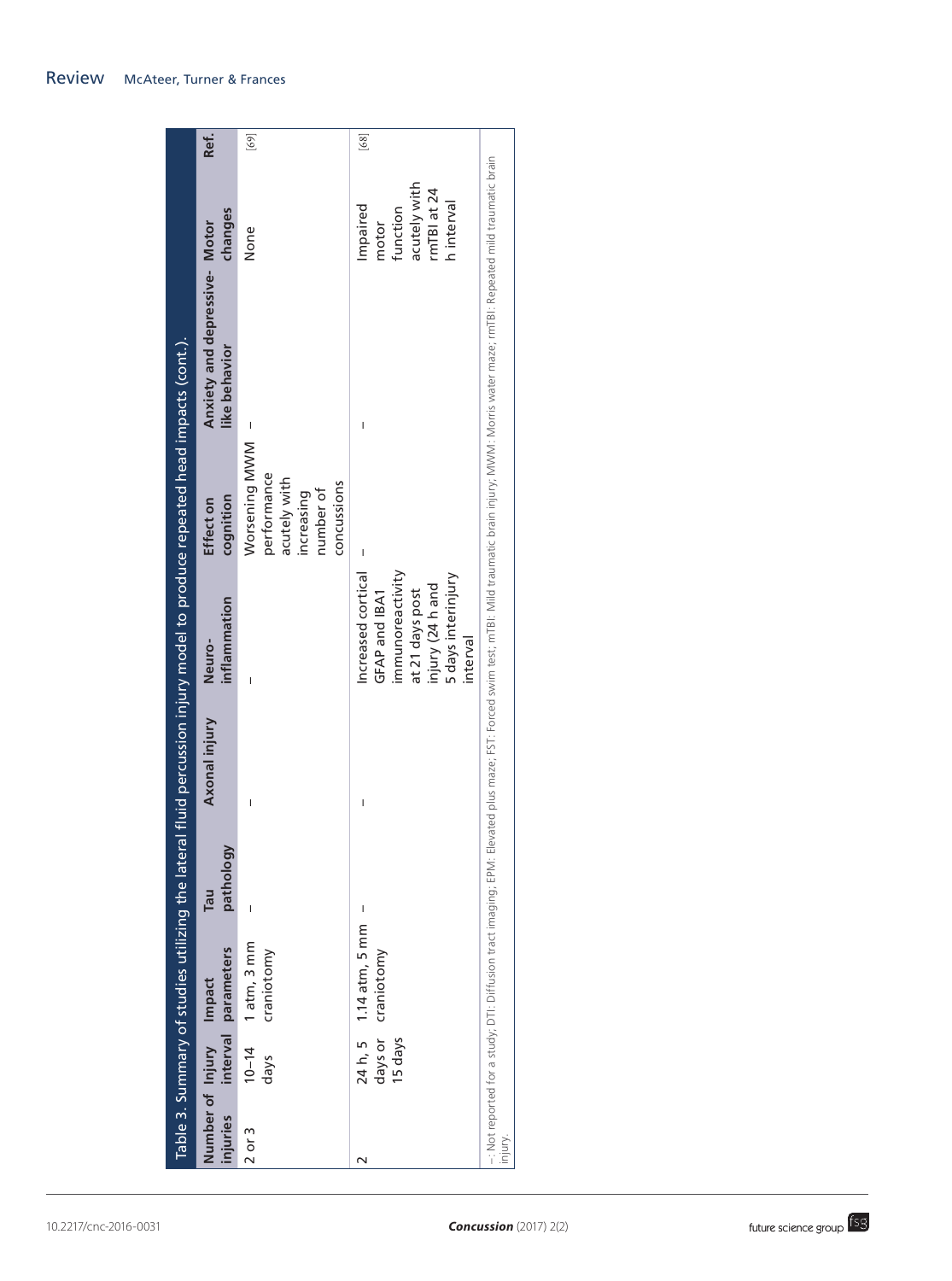Table 3. Summary of studies utilizing the lateral fluid percussion injury model to produce repeated head impacts (cont.).

| Number of injuries | Injury interval | Impact parameters | Tau pathology | Axonal injury | Neuro-inflammation | Effect on cognition | Anxiety and depressive-like behavior | Motor changes | Ref. |
|---|---|---|---|---|---|---|---|---|---|
| 2 or 3 | 10–14 days | 1 atm, 3 mm craniotomy | – | – | – | Worsening MWM performance acutely with increasing number of concussions | – | None | [69] |
| 2 | 24 h, 5 days or 15 days | 1.14 atm, 5 mm craniotomy | – | – | Increased cortical GFAP and IBA1 immunoreactivity at 21 days post injury (24 h and 5 days interinjury interval | – | – | Impaired motor function acutely with rmTBI at 24 h interval | [68] |

–: Not reported for a study; DTI: Diffusion tract imaging; EPM: Elevated plus maze; FST: Forced swim test; mTBI: Mild traumatic brain injury; MWM: Morris water maze; rmTBI: Repeated mild traumatic brain injury.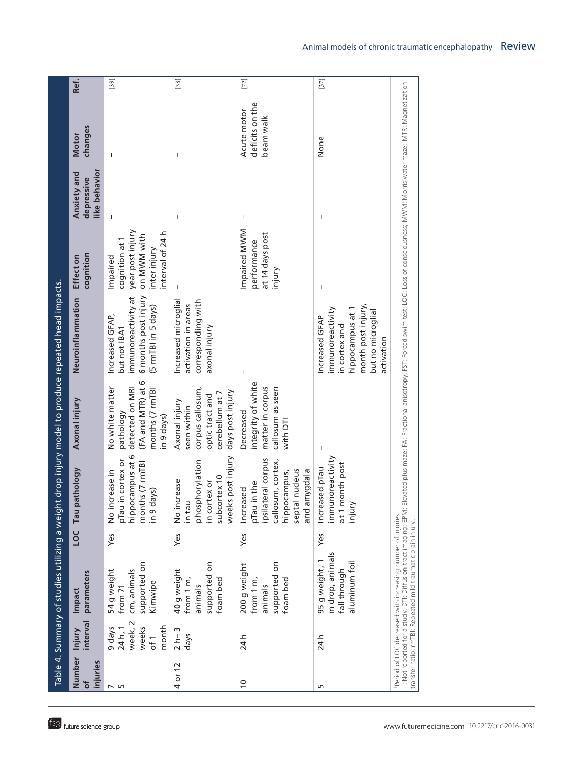Table 4. Summary of studies utilizing a weight drop injury model to produce repeated head impacts.

| Number of injuries | Injury interval | Impact parameters | LOC | Tau pathology | Axonal injury | Neuroinflammation | Effect on cognition | Anxiety and depressive like behavior | Motor changes | Ref. |
|---|---|---|---|---|---|---|---|---|---|---|
| 7<br>5 | 9 days 24 h, 1 week, 2 weeks of 1 month | 54 g weight from 71 cm, animals supported on Kimwipe | Yes | No increase in pTau in cortex or hippocampus at 6 months (7 rmTBI in 9 days) | No white matter pathology detected on MRI (FA and MTR) at 6 months (7 rmTBI in 9 days) | Increased GFAP, but not IBA1 immunoreactivity at 6 months post injury (5 rmTBI in 5 days) | Impaired cognition at 1 year post injury on MWM with inter injury interval of 24 h | – | – | [39] |
| 4 or 12 | 2 h– 3 days | 40 g weight from 1 m, animals supported on foam bed | Yes | No increase in tau phosphorylation in cortex or subcortex 10 weeks post injury | Axonal injury seen within corpus callosum, optic tract and cerebellum at 7 days post injury | Increased microglial activation in areas corresponding with axonal injury | – | – | – | [38] |
| 10 | 24 h | 200 g weight from 1 m, animals supported on foam bed | Yes | Increased pTau in the ipsilateral corpus callosum, cortex, hippocampus, septal nucleus and amygdala | Decreased integrity of white matter in corpus callosum as seen with DTI | – | Impaired MWM performance at 14 days post injury | – | Acute motor deficits on the beam walk | [72] |
| 5 | 24 h | 95 g weight, 1 m drop, animals fall through aluminum foil | Yes | Increased pTau immunoreactivity at 1 month post injury | – | Increased GFAP immunoreactivity in cortex and hippocampus at 1 month post injury, but no microglial activation | – | – | None | [37] |

†Period of LOC decreased with increasing number of injuries.
–: Not reported for a study; DTI: Diffusion tract imaging; EPM: Elevated plus maze; FA: Factional anisotropy; FST: Forced swim test; LOC: Loss of consciousness; MWM: Morris water maze; MTR: Magnetization transfer ratio; rmTBI: Repeated mild traumatic brain injury.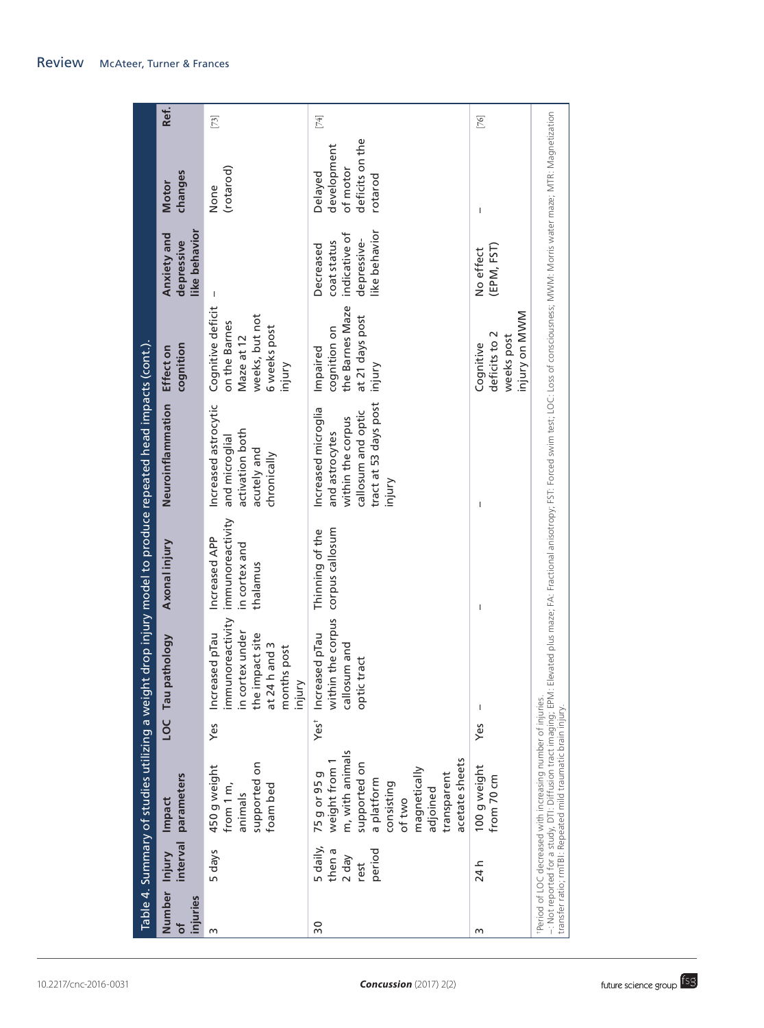Table 4. Summary of studies utilizing a weight drop injury model to produce repeated head impacts (cont.).

| Number of injuries | Injury interval | Impact parameters | LOC | Tau pathology | Axonal injury | Neuroinflammation | Effect on cognition | Anxiety and depressive like behavior | Motor changes | Ref. |
|---|---|---|---|---|---|---|---|---|---|---|
| 3 | 5 days | 450 g weight from 1 m, animals supported on foam bed | Yes | Increased pTau immunoreactivity in cortex under the impact site at 24 h and 3 months post injury | Increased APP immunoreactivity in cortex and thalamus | Increased astrocytic and microglial activation both acutely and chronically | Cognitive deficit on the Barnes Maze at 12 weeks, but not 6 weeks post injury | – | None (rotarod) | [73] |
| 30 | 5 daily, then a 2 day rest period | 75 g or 95 g weight from 1 m, with animals supported on a platform consisting of two magnetically adjoined transparent acetate sheets | Yes[†] | Increased pTau within the corpus callosum and optic tract | Thinning of the corpus callosum | Increased microglia and astrocytes within the corpus callosum and optic tract at 53 days post injury | Impaired cognition on the Barnes Maze at 21 days post injury | Decreased coat status indicative of depressive-like behavior | Delayed development of motor deficits on the rotarod | [74] |
| 3 | 24 h | 100 g weight from 70 cm | Yes | – | – | – | Cognitive deficits to 2 weeks post injury on MWM | No effect (EPM, FST) | – | [76] |

[†]Period of LOC decreased with increasing number of injuries.
–: Not reported for a study; DTI: Diffusion tract imaging; EPM: Elevated plus maze; FA: Fractional anisotropy; FST: Forced swim test; LOC: Loss of consciousness; MWM: Morris water maze; MTR: Magnetization transfer ratio; rmTBI: Repeated mild traumatic brain injury.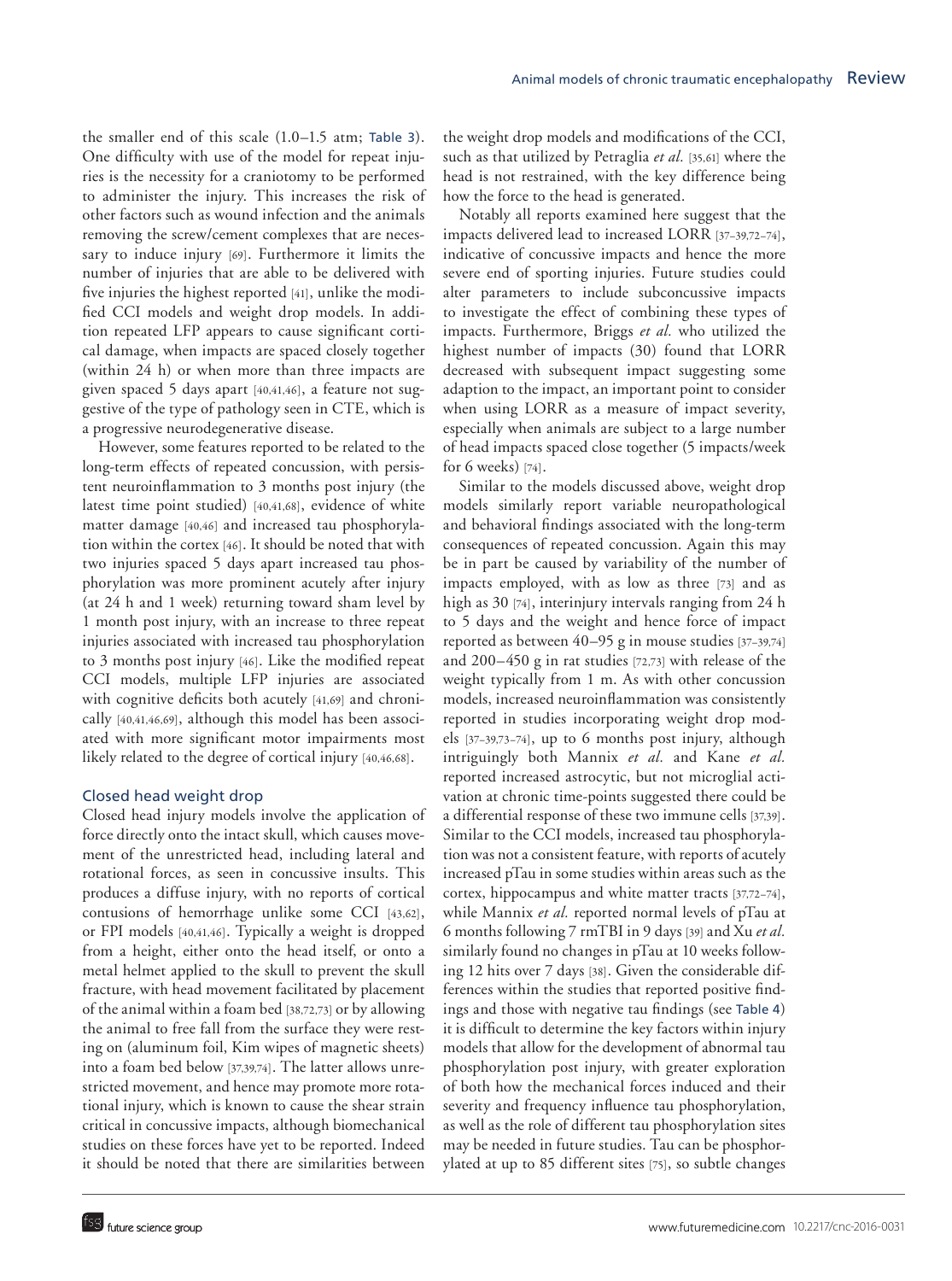the smaller end of this scale (1.0–1.5 atm; Table 3). One difficulty with use of the model for repeat injuries is the necessity for a craniotomy to be performed to administer the injury. This increases the risk of other factors such as wound infection and the animals removing the screw/cement complexes that are necessary to induce injury [69]. Furthermore it limits the number of injuries that are able to be delivered with five injuries the highest reported [41], unlike the modified CCI models and weight drop models. In addition repeated LFP appears to cause significant cortical damage, when impacts are spaced closely together (within 24 h) or when more than three impacts are given spaced 5 days apart [40,41,46], a feature not suggestive of the type of pathology seen in CTE, which is a progressive neurodegenerative disease.

However, some features reported to be related to the long-term effects of repeated concussion, with persistent neuroinflammation to 3 months post injury (the latest time point studied) [40,41,68], evidence of white matter damage [40,46] and increased tau phosphorylation within the cortex [46]. It should be noted that with two injuries spaced 5 days apart increased tau phosphorylation was more prominent acutely after injury (at 24 h and 1 week) returning toward sham level by 1 month post injury, with an increase to three repeat injuries associated with increased tau phosphorylation to 3 months post injury [46]. Like the modified repeat CCI models, multiple LFP injuries are associated with cognitive deficits both acutely [41,69] and chronically [40,41,46,69], although this model has been associated with more significant motor impairments most likely related to the degree of cortical injury [40,46,68].

### Closed head weight drop

Closed head injury models involve the application of force directly onto the intact skull, which causes movement of the unrestricted head, including lateral and rotational forces, as seen in concussive insults. This produces a diffuse injury, with no reports of cortical contusions of hemorrhage unlike some CCI [43,62], or FPI models [40,41,46]. Typically a weight is dropped from a height, either onto the head itself, or onto a metal helmet applied to the skull to prevent the skull fracture, with head movement facilitated by placement of the animal within a foam bed [38,72,73] or by allowing the animal to free fall from the surface they were resting on (aluminum foil, Kim wipes of magnetic sheets) into a foam bed below [37,39,74]. The latter allows unrestricted movement, and hence may promote more rotational injury, which is known to cause the shear strain critical in concussive impacts, although biomechanical studies on these forces have yet to be reported. Indeed it should be noted that there are similarities between the weight drop models and modifications of the CCI, such as that utilized by Petraglia *et al.* [35,61] where the head is not restrained, with the key difference being how the force to the head is generated.

Notably all reports examined here suggest that the impacts delivered lead to increased LORR [37–39,72–74], indicative of concussive impacts and hence the more severe end of sporting injuries. Future studies could alter parameters to include subconcussive impacts to investigate the effect of combining these types of impacts. Furthermore, Briggs *et al.* who utilized the highest number of impacts (30) found that LORR decreased with subsequent impact suggesting some adaption to the impact, an important point to consider when using LORR as a measure of impact severity, especially when animals are subject to a large number of head impacts spaced close together (5 impacts/week for 6 weeks) [74].

Similar to the models discussed above, weight drop models similarly report variable neuropathological and behavioral findings associated with the long-term consequences of repeated concussion. Again this may be in part be caused by variability of the number of impacts employed, with as low as three [73] and as high as 30 [74], interinjury intervals ranging from 24 h to 5 days and the weight and hence force of impact reported as between 40–95 g in mouse studies [37–39,74] and 200–450 g in rat studies [72,73] with release of the weight typically from 1 m. As with other concussion models, increased neuroinflammation was consistently reported in studies incorporating weight drop models [37–39,73–74], up to 6 months post injury, although intriguingly both Mannix *et al.* and Kane *et al.* reported increased astrocytic, but not microglial activation at chronic time-points suggested there could be a differential response of these two immune cells [37,39]. Similar to the CCI models, increased tau phosphorylation was not a consistent feature, with reports of acutely increased pTau in some studies within areas such as the cortex, hippocampus and white matter tracts [37,72–74], while Mannix *et al.* reported normal levels of pTau at 6 months following 7 rmTBI in 9 days [39] and Xu *et al.* similarly found no changes in pTau at 10 weeks following 12 hits over 7 days [38]. Given the considerable differences within the studies that reported positive findings and those with negative tau findings (see Table 4) it is difficult to determine the key factors within injury models that allow for the development of abnormal tau phosphorylation post injury, with greater exploration of both how the mechanical forces induced and their severity and frequency influence tau phosphorylation, as well as the role of different tau phosphorylation sites may be needed in future studies. Tau can be phosphorylated at up to 85 different sites [75], so subtle changes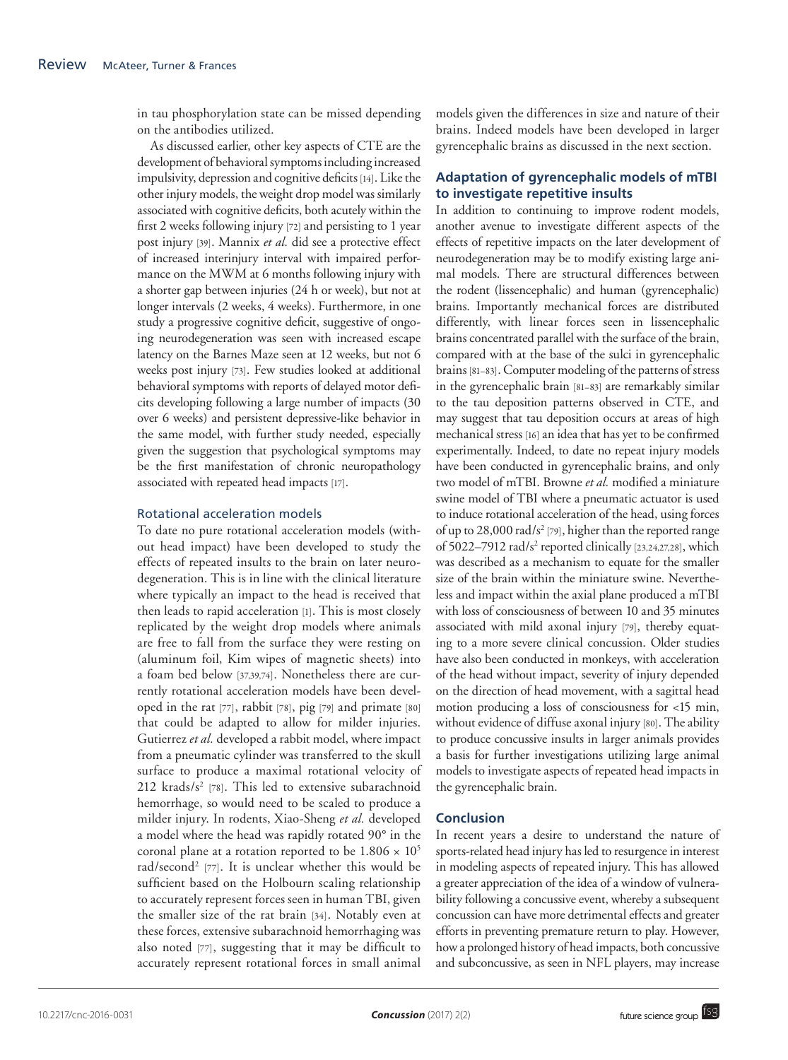in tau phosphorylation state can be missed depending on the antibodies utilized.

As discussed earlier, other key aspects of CTE are the development of behavioral symptoms including increased impulsivity, depression and cognitive deficits [14]. Like the other injury models, the weight drop model was similarly associated with cognitive deficits, both acutely within the first 2 weeks following injury [72] and persisting to 1 year post injury [39]. Mannix *et al.* did see a protective effect of increased interinjury interval with impaired performance on the MWM at 6 months following injury with a shorter gap between injuries (24 h or week), but not at longer intervals (2 weeks, 4 weeks). Furthermore, in one study a progressive cognitive deficit, suggestive of ongoing neurodegeneration was seen with increased escape latency on the Barnes Maze seen at 12 weeks, but not 6 weeks post injury [73]. Few studies looked at additional behavioral symptoms with reports of delayed motor deficits developing following a large number of impacts (30 over 6 weeks) and persistent depressive-like behavior in the same model, with further study needed, especially given the suggestion that psychological symptoms may be the first manifestation of chronic neuropathology associated with repeated head impacts [17].

### Rotational acceleration models

To date no pure rotational acceleration models (without head impact) have been developed to study the effects of repeated insults to the brain on later neurodegeneration. This is in line with the clinical literature where typically an impact to the head is received that then leads to rapid acceleration [1]. This is most closely replicated by the weight drop models where animals are free to fall from the surface they were resting on (aluminum foil, Kim wipes of magnetic sheets) into a foam bed below [37,39,74]. Nonetheless there are currently rotational acceleration models have been developed in the rat [77], rabbit [78], pig [79] and primate [80] that could be adapted to allow for milder injuries. Gutierrez *et al.* developed a rabbit model, where impact from a pneumatic cylinder was transferred to the skull surface to produce a maximal rotational velocity of 212 krads/s$^2$ [78]. This led to extensive subarachnoid hemorrhage, so would need to be scaled to produce a milder injury. In rodents, Xiao-Sheng *et al.* developed a model where the head was rapidly rotated 90° in the coronal plane at a rotation reported to be $1.806 \times 10^5$ rad/second$^2$ [77]. It is unclear whether this would be sufficient based on the Holbourn scaling relationship to accurately represent forces seen in human TBI, given the smaller size of the rat brain [34]. Notably even at these forces, extensive subarachnoid hemorrhaging was also noted [77], suggesting that it may be difficult to accurately represent rotational forces in small animal models given the differences in size and nature of their brains. Indeed models have been developed in larger gyrencephalic brains as discussed in the next section.

## Adaptation of gyrencephalic models of mTBI to investigate repetitive insults

In addition to continuing to improve rodent models, another avenue to investigate different aspects of the effects of repetitive impacts on the later development of neurodegeneration may be to modify existing large animal models. There are structural differences between the rodent (lissencephalic) and human (gyrencephalic) brains. Importantly mechanical forces are distributed differently, with linear forces seen in lissencephalic brains concentrated parallel with the surface of the brain, compared with at the base of the sulci in gyrencephalic brains [81–83]. Computer modeling of the patterns of stress in the gyrencephalic brain [81–83] are remarkably similar to the tau deposition patterns observed in CTE, and may suggest that tau deposition occurs at areas of high mechanical stress [16] an idea that has yet to be confirmed experimentally. Indeed, to date no repeat injury models have been conducted in gyrencephalic brains, and only two model of mTBI. Browne *et al.* modified a miniature swine model of TBI where a pneumatic actuator is used to induce rotational acceleration of the head, using forces of up to 28,000 rad/s$^2$ [79], higher than the reported range of 5022–7912 rad/s$^2$ reported clinically [23,24,27,28], which was described as a mechanism to equate for the smaller size of the brain within the miniature swine. Nevertheless and impact within the axial plane produced a mTBI with loss of consciousness of between 10 and 35 minutes associated with mild axonal injury [79], thereby equating to a more severe clinical concussion. Older studies have also been conducted in monkeys, with acceleration of the head without impact, severity of injury depended on the direction of head movement, with a sagittal head motion producing a loss of consciousness for <15 min, without evidence of diffuse axonal injury [80]. The ability to produce concussive insults in larger animals provides a basis for further investigations utilizing large animal models to investigate aspects of repeated head impacts in the gyrencephalic brain.

## Conclusion

In recent years a desire to understand the nature of sports-related head injury has led to resurgence in interest in modeling aspects of repeated injury. This has allowed a greater appreciation of the idea of a window of vulnerability following a concussive event, whereby a subsequent concussion can have more detrimental effects and greater efforts in preventing premature return to play. However, how a prolonged history of head impacts, both concussive and subconcussive, as seen in NFL players, may increase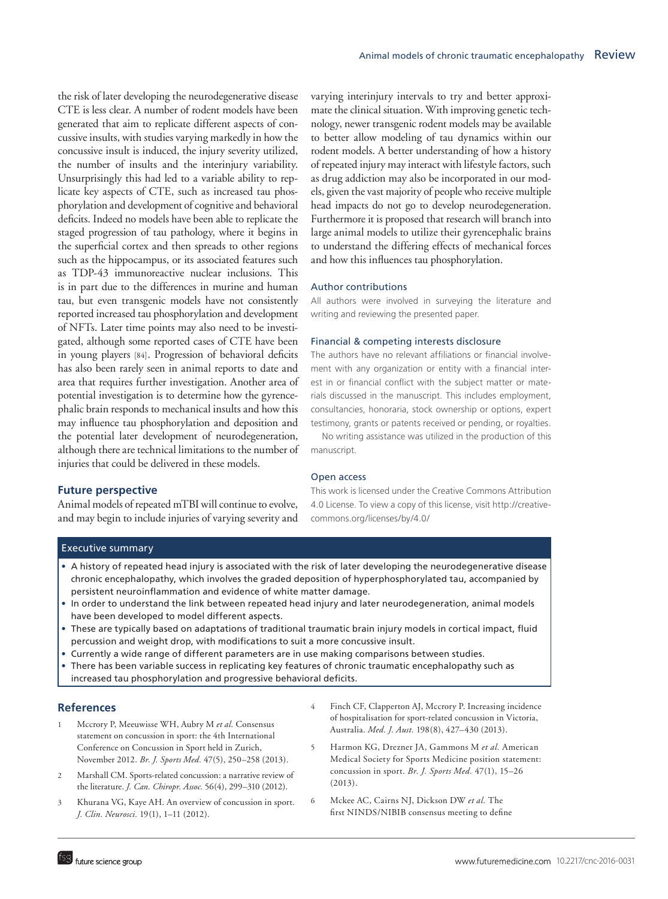the risk of later developing the neurodegenerative disease CTE is less clear. A number of rodent models have been generated that aim to replicate different aspects of concussive insults, with studies varying markedly in how the concussive insult is induced, the injury severity utilized, the number of insults and the interinjury variability. Unsurprisingly this had led to a variable ability to replicate key aspects of CTE, such as increased tau phosphorylation and development of cognitive and behavioral deficits. Indeed no models have been able to replicate the staged progression of tau pathology, where it begins in the superficial cortex and then spreads to other regions such as the hippocampus, or its associated features such as TDP-43 immunoreactive nuclear inclusions. This is in part due to the differences in murine and human tau, but even transgenic models have not consistently reported increased tau phosphorylation and development of NFTs. Later time points may also need to be investigated, although some reported cases of CTE have been in young players [84]. Progression of behavioral deficits has also been rarely seen in animal reports to date and area that requires further investigation. Another area of potential investigation is to determine how the gyrencephalic brain responds to mechanical insults and how this may influence tau phosphorylation and deposition and the potential later development of neurodegeneration, although there are technical limitations to the number of injuries that could be delivered in these models.

## Future perspective

Animal models of repeated mTBI will continue to evolve, and may begin to include injuries of varying severity and varying interinjury intervals to try and better approximate the clinical situation. With improving genetic technology, newer transgenic rodent models may be available to better allow modeling of tau dynamics within our rodent models. A better understanding of how a history of repeated injury may interact with lifestyle factors, such as drug addiction may also be incorporated in our models, given the vast majority of people who receive multiple head impacts do not go to develop neurodegeneration. Furthermore it is proposed that research will branch into large animal models to utilize their gyrencephalic brains to understand the differing effects of mechanical forces and how this influences tau phosphorylation.

### Author contributions

All authors were involved in surveying the literature and writing and reviewing the presented paper.

### Financial & competing interests disclosure

The authors have no relevant affiliations or financial involvement with any organization or entity with a financial interest in or financial conflict with the subject matter or materials discussed in the manuscript. This includes employment, consultancies, honoraria, stock ownership or options, expert testimony, grants or patents received or pending, or royalties.

No writing assistance was utilized in the production of this manuscript.

### Open access

This work is licensed under the Creative Commons Attribution 4.0 License. To view a copy of this license, visit http://creativecommons.org/licenses/by/4.0/

### Executive summary

- A history of repeated head injury is associated with the risk of later developing the neurodegenerative disease chronic encephalopathy, which involves the graded deposition of hyperphosphorylated tau, accompanied by persistent neuroinflammation and evidence of white matter damage.
- In order to understand the link between repeated head injury and later neurodegeneration, animal models have been developed to model different aspects.
- These are typically based on adaptations of traditional traumatic brain injury models in cortical impact, fluid percussion and weight drop, with modifications to suit a more concussive insult.
- Currently a wide range of different parameters are in use making comparisons between studies.
- There has been variable success in replicating key features of chronic traumatic encephalopathy such as increased tau phosphorylation and progressive behavioral deficits.

## References

1. Mccrory P, Meeuwisse WH, Aubry M *et al.* Consensus statement on concussion in sport: the 4th International Conference on Concussion in Sport held in Zurich, November 2012. *Br. J. Sports Med.* 47(5), 250–258 (2013).
2. Marshall CM. Sports-related concussion: a narrative review of the literature. *J. Can. Chiropr. Assoc.* 56(4), 299–310 (2012).
3. Khurana VG, Kaye AH. An overview of concussion in sport. *J. Clin. Neurosci.* 19(1), 1–11 (2012).
4. Finch CF, Clapperton AJ, Mccrory P. Increasing incidence of hospitalisation for sport-related concussion in Victoria, Australia. *Med. J. Aust.* 198(8), 427–430 (2013).
5. Harmon KG, Drezner JA, Gammons M *et al.* American Medical Society for Sports Medicine position statement: concussion in sport. *Br. J. Sports Med.* 47(1), 15–26 (2013).
6. Mckee AC, Cairns NJ, Dickson DW *et al.* The first NINDS/NIBIB consensus meeting to define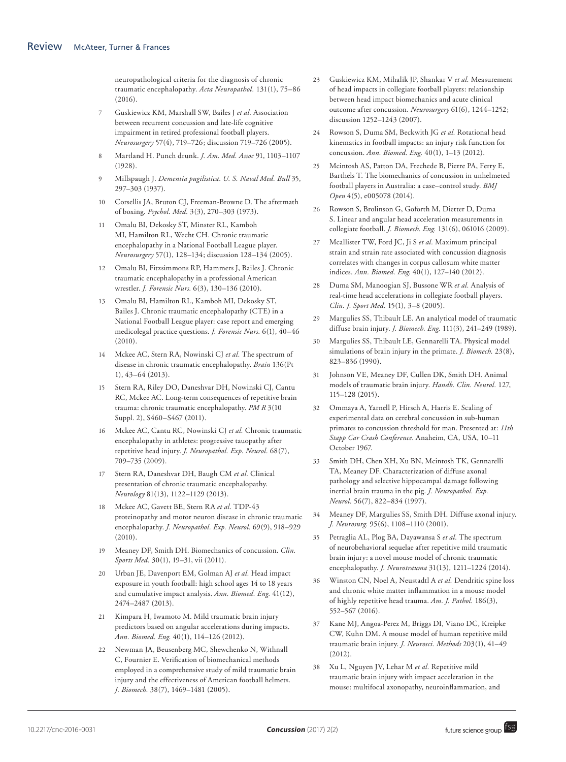neuropathological criteria for the diagnosis of chronic traumatic encephalopathy. *Acta Neuropathol.* 131(1), 75–86 (2016).

7. Guskiewicz KM, Marshall SW, Bailes J *et al.* Association between recurrent concussion and late-life cognitive impairment in retired professional football players. *Neurosurgery* 57(4), 719–726; discussion 719–726 (2005).

8. Martland H. Punch drunk. *J. Am. Med. Assoc* 91, 1103–1107 (1928).

9. Millspaugh J. *Dementia pugilistica*. *U. S. Naval Med. Bull* 35, 297–303 (1937).

10. Corsellis JA, Bruton CJ, Freeman-Browne D. The aftermath of boxing. *Psychol. Med.* 3(3), 270–303 (1973).

11. Omalu BI, Dekosky ST, Minster RL, Kamboh MI, Hamilton RL, Wecht CH. Chronic traumatic encephalopathy in a National Football League player. *Neurosurgery* 57(1), 128–134; discussion 128–134 (2005).

12. Omalu BI, Fitzsimmons RP, Hammers J, Bailes J. Chronic traumatic encephalopathy in a professional American wrestler. *J. Forensic Nurs.* 6(3), 130–136 (2010).

13. Omalu BI, Hamilton RL, Kamboh MI, Dekosky ST, Bailes J. Chronic traumatic encephalopathy (CTE) in a National Football League player: case report and emerging medicolegal practice questions. *J. Forensic Nurs.* 6(1), 40–46 (2010).

14. Mckee AC, Stern RA, Nowinski CJ *et al.* The spectrum of disease in chronic traumatic encephalopathy. *Brain* 136(Pt 1), 43–64 (2013).

15. Stern RA, Riley DO, Daneshvar DH, Nowinski CJ, Cantu RC, Mckee AC. Long-term consequences of repetitive brain trauma: chronic traumatic encephalopathy. *PM R* 3(10 Suppl. 2), S460–S467 (2011).

16. Mckee AC, Cantu RC, Nowinski CJ *et al.* Chronic traumatic encephalopathy in athletes: progressive tauopathy after repetitive head injury. *J. Neuropathol. Exp. Neurol.* 68(7), 709–735 (2009).

17. Stern RA, Daneshvar DH, Baugh CM *et al.* Clinical presentation of chronic traumatic encephalopathy. *Neurology* 81(13), 1122–1129 (2013).

18. Mckee AC, Gavett BE, Stern RA *et al.* TDP-43 proteinopathy and motor neuron disease in chronic traumatic encephalopathy. *J. Neuropathol. Exp. Neurol.* 69(9), 918–929 (2010).

19. Meaney DF, Smith DH. Biomechanics of concussion. *Clin. Sports Med.* 30(1), 19–31, vii (2011).

20. Urban JE, Davenport EM, Golman AJ *et al.* Head impact exposure in youth football: high school ages 14 to 18 years and cumulative impact analysis. *Ann. Biomed. Eng.* 41(12), 2474–2487 (2013).

21. Kimpara H, Iwamoto M. Mild traumatic brain injury predictors based on angular accelerations during impacts. *Ann. Biomed. Eng.* 40(1), 114–126 (2012).

22. Newman JA, Beusenberg MC, Shewchenko N, Withnall C, Fournier E. Verification of biomechanical methods employed in a comprehensive study of mild traumatic brain injury and the effectiveness of American football helmets. *J. Biomech.* 38(7), 1469–1481 (2005).

23. Guskiewicz KM, Mihalik JP, Shankar V *et al.* Measurement of head impacts in collegiate football players: relationship between head impact biomechanics and acute clinical outcome after concussion. *Neurosurgery* 61(6), 1244–1252; discussion 1252–1243 (2007).

24. Rowson S, Duma SM, Beckwith JG *et al.* Rotational head kinematics in football impacts: an injury risk function for concussion. *Ann. Biomed. Eng.* 40(1), 1–13 (2012).

25. Mcintosh AS, Patton DA, Frechede B, Pierre PA, Ferry E, Barthels T. The biomechanics of concussion in unhelmeted football players in Australia: a case–control study. *BMJ Open* 4(5), e005078 (2014).

26. Rowson S, Brolinson G, Goforth M, Dietter D, Duma S. Linear and angular head acceleration measurements in collegiate football. *J. Biomech. Eng.* 131(6), 061016 (2009).

27. Mcallister TW, Ford JC, Ji S *et al.* Maximum principal strain and strain rate associated with concussion diagnosis correlates with changes in corpus callosum white matter indices. *Ann. Biomed. Eng.* 40(1), 127–140 (2012).

28. Duma SM, Manoogian SJ, Bussone WR *et al.* Analysis of real-time head accelerations in collegiate football players. *Clin. J. Sport Med.* 15(1), 3–8 (2005).

29. Margulies SS, Thibault LE. An analytical model of traumatic diffuse brain injury. *J. Biomech. Eng.* 111(3), 241–249 (1989).

30. Margulies SS, Thibault LE, Gennarelli TA. Physical model simulations of brain injury in the primate. *J. Biomech.* 23(8), 823–836 (1990).

31. Johnson VE, Meaney DF, Cullen DK, Smith DH. Animal models of traumatic brain injury. *Handb. Clin. Neurol.* 127, 115–128 (2015).

32. Ommaya A, Yarnell P, Hirsch A, Harris E. Scaling of experimental data on cerebral concussion in sub-human primates to concussion threshold for man. Presented at: *11th Stapp Car Crash Conference*. Anaheim, CA, USA, 10–11 October 1967.

33. Smith DH, Chen XH, Xu BN, Mcintosh TK, Gennarelli TA, Meaney DF. Characterization of diffuse axonal pathology and selective hippocampal damage following inertial brain trauma in the pig. *J. Neuropathol. Exp. Neurol.* 56(7), 822–834 (1997).

34. Meaney DF, Margulies SS, Smith DH. Diffuse axonal injury. *J. Neurosurg.* 95(6), 1108–1110 (2001).

35. Petraglia AL, Plog BA, Dayawansa S *et al.* The spectrum of neurobehavioral sequelae after repetitive mild traumatic brain injury: a novel mouse model of chronic traumatic encephalopathy. *J. Neurotrauma* 31(13), 1211–1224 (2014).

36. Winston CN, Noel A, Neustadtl A *et al.* Dendritic spine loss and chronic white matter inflammation in a mouse model of highly repetitive head trauma. *Am. J. Pathol.* 186(3), 552–567 (2016).

37. Kane MJ, Angoa-Perez M, Briggs DI, Viano DC, Kreipke CW, Kuhn DM. A mouse model of human repetitive mild traumatic brain injury. *J. Neurosci. Methods* 203(1), 41–49 (2012).

38. Xu L, Nguyen JV, Lehar M *et al.* Repetitive mild traumatic brain injury with impact acceleration in the mouse: multifocal axonopathy, neuroinflammation, and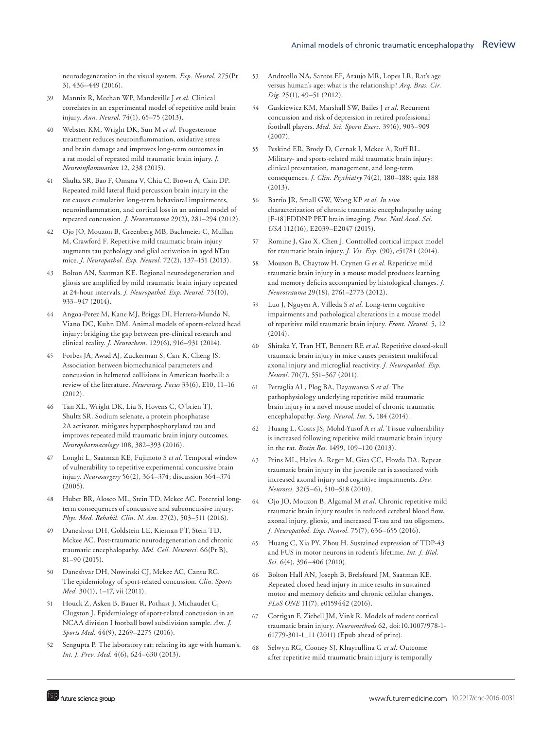neurodegeneration in the visual system. *Exp. Neurol.* 275(Pt 3), 436–449 (2016).

39 Mannix R, Meehan WP, Mandeville J *et al.* Clinical correlates in an experimental model of repetitive mild brain injury. *Ann. Neurol.* 74(1), 65–75 (2013).

40 Webster KM, Wright DK, Sun M *et al.* Progesterone treatment reduces neuroinflammation, oxidative stress and brain damage and improves long-term outcomes in a rat model of repeated mild traumatic brain injury. *J. Neuroinflammation* 12, 238 (2015).

41 Shultz SR, Bao F, Omana V, Chiu C, Brown A, Cain DP. Repeated mild lateral fluid percussion brain injury in the rat causes cumulative long-term behavioral impairments, neuroinflammation, and cortical loss in an animal model of repeated concussion. *J. Neurotrauma* 29(2), 281–294 (2012).

42 Ojo JO, Mouzon B, Greenberg MB, Bachmeier C, Mullan M, Crawford F. Repetitive mild traumatic brain injury augments tau pathology and glial activation in aged hTau mice. *J. Neuropathol. Exp. Neurol.* 72(2), 137–151 (2013).

43 Bolton AN, Saatman KE. Regional neurodegeneration and gliosis are amplified by mild traumatic brain injury repeated at 24-hour intervals. *J. Neuropathol. Exp. Neurol.* 73(10), 933–947 (2014).

44 Angoa-Perez M, Kane MJ, Briggs DI, Herrera-Mundo N, Viano DC, Kuhn DM. Animal models of sports-related head injury: bridging the gap between pre-clinical research and clinical reality. *J. Neurochem.* 129(6), 916–931 (2014).

45 Forbes JA, Awad AJ, Zuckerman S, Carr K, Cheng JS. Association between biomechanical parameters and concussion in helmeted collisions in American football: a review of the literature. *Neurosurg. Focus* 33(6), E10, 11–16 (2012).

46 Tan XL, Wright DK, Liu S, Hovens C, O'brien TJ, Shultz SR. Sodium selenate, a protein phosphatase 2A activator, mitigates hyperphosphorylated tau and improves repeated mild traumatic brain injury outcomes. *Neuropharmacology* 108, 382–393 (2016).

47 Longhi L, Saatman KE, Fujimoto S *et al.* Temporal window of vulnerability to repetitive experimental concussive brain injury. *Neurosurgery* 56(2), 364–374; discussion 364–374 (2005).

48 Huber BR, Alosco ML, Stein TD, Mckee AC. Potential long-term consequences of concussive and subconcussive injury. *Phys. Med. Rehabil. Clin. N. Am.* 27(2), 503–511 (2016).

49 Daneshvar DH, Goldstein LE, Kiernan PT, Stein TD, Mckee AC. Post-traumatic neurodegeneration and chronic traumatic encephalopathy. *Mol. Cell. Neurosci.* 66(Pt B), 81–90 (2015).

50 Daneshvar DH, Nowinski CJ, Mckee AC, Cantu RC. The epidemiology of sport-related concussion. *Clin. Sports Med.* 30(1), 1–17, vii (2011).

51 Houck Z, Asken B, Bauer R, Pothast J, Michaudet C, Clugston J. Epidemiology of sport-related concussion in an NCAA division I football bowl subdivision sample. *Am. J. Sports Med.* 44(9), 2269–2275 (2016).

52 Sengupta P. The laboratory rat: relating its age with human's. *Int. J. Prev. Med.* 4(6), 624–630 (2013).

53 Andreollo NA, Santos EF, Araujo MR, Lopes LR. Rat's age versus human's age: what is the relationship? *Arq. Bras. Cir. Dig.* 25(1), 49–51 (2012).

54 Guskiewicz KM, Marshall SW, Bailes J *et al.* Recurrent concussion and risk of depression in retired professional football players. *Med. Sci. Sports Exerc.* 39(6), 903–909 (2007).

55 Peskind ER, Brody D, Cernak I, Mckee A, Ruff RL. Military- and sports-related mild traumatic brain injury: clinical presentation, management, and long-term consequences. *J. Clin. Psychiatry* 74(2), 180–188; quiz 188 (2013).

56 Barrio JR, Small GW, Wong KP *et al.* *In vivo* characterization of chronic traumatic encephalopathy using [F-18]FDDNP PET brain imaging. *Proc. Natl Acad. Sci. USA* 112(16), E2039–E2047 (2015).

57 Romine J, Gao X, Chen J. Controlled cortical impact model for traumatic brain injury. *J. Vis. Exp.* (90), e51781 (2014).

58 Mouzon B, Chaytow H, Crynen G *et al.* Repetitive mild traumatic brain injury in a mouse model produces learning and memory deficits accompanied by histological changes. *J. Neurotrauma* 29(18), 2761–2773 (2012).

59 Luo J, Nguyen A, Villeda S *et al.* Long-term cognitive impairments and pathological alterations in a mouse model of repetitive mild traumatic brain injury. *Front. Neurol.* 5, 12 (2014).

60 Shitaka Y, Tran HT, Bennett RE *et al.* Repetitive closed-skull traumatic brain injury in mice causes persistent multifocal axonal injury and microglial reactivity. *J. Neuropathol. Exp. Neurol.* 70(7), 551–567 (2011).

61 Petraglia AL, Plog BA, Dayawansa S *et al.* The pathophysiology underlying repetitive mild traumatic brain injury in a novel mouse model of chronic traumatic encephalopathy. *Surg. Neurol. Int.* 5, 184 (2014).

62 Huang L, Coats JS, Mohd-Yusof A *et al.* Tissue vulnerability is increased following repetitive mild traumatic brain injury in the rat. *Brain Res.* 1499, 109–120 (2013).

63 Prins ML, Hales A, Reger M, Giza CC, Hovda DA. Repeat traumatic brain injury in the juvenile rat is associated with increased axonal injury and cognitive impairments. *Dev. Neurosci.* 32(5–6), 510–518 (2010).

64 Ojo JO, Mouzon B, Algamal M *et al.* Chronic repetitive mild traumatic brain injury results in reduced cerebral blood flow, axonal injury, gliosis, and increased T-tau and tau oligomers. *J. Neuropathol. Exp. Neurol.* 75(7), 636–655 (2016).

65 Huang C, Xia PY, Zhou H. Sustained expression of TDP-43 and FUS in motor neurons in rodent's lifetime. *Int. J. Biol. Sci.* 6(4), 396–406 (2010).

66 Bolton Hall AN, Joseph B, Brelsfoard JM, Saatman KE. Repeated closed head injury in mice results in sustained motor and memory deficits and chronic cellular changes. *PLoS ONE* 11(7), e0159442 (2016).

67 Corrigan F, Ziebell JM, Vink R. Models of rodent cortical traumatic brain injury. *Neuromethods* 62, doi:10.1007/978-1-61779-301-1_11 (2011) (Epub ahead of print).

68 Selwyn RG, Cooney SJ, Khayrullina G *et al.* Outcome after repetitive mild traumatic brain injury is temporally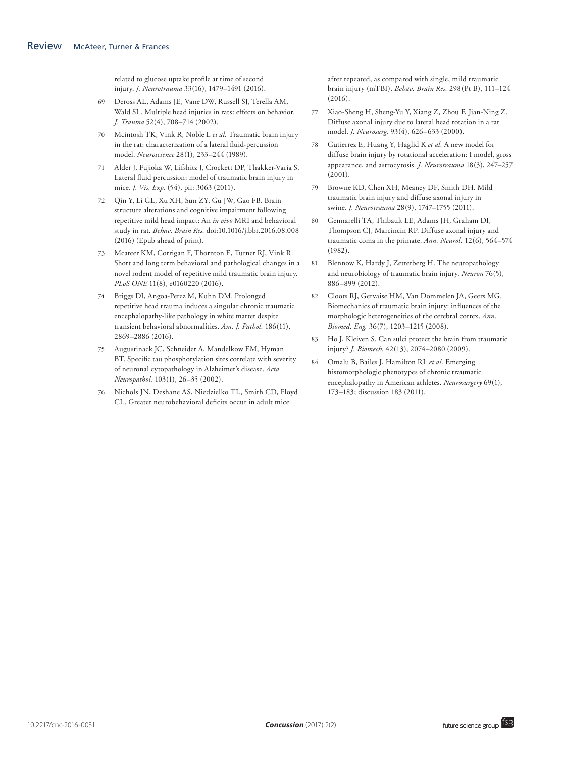related to glucose uptake profile at time of second injury. *J. Neurotrauma* 33(16), 1479–1491 (2016).

69 Deross AL, Adams JE, Vane DW, Russell SJ, Terella AM, Wald SL. Multiple head injuries in rats: effects on behavior. *J. Trauma* 52(4), 708–714 (2002).

70 Mcintosh TK, Vink R, Noble L *et al.* Traumatic brain injury in the rat: characterization of a lateral fluid-percussion model. *Neuroscience* 28(1), 233–244 (1989).

71 Alder J, Fujioka W, Lifshitz J, Crockett DP, Thakker-Varia S. Lateral fluid percussion: model of traumatic brain injury in mice. *J. Vis. Exp.* (54), pii: 3063 (2011).

72 Qin Y, Li GL, Xu XH, Sun ZY, Gu JW, Gao FB. Brain structure alterations and cognitive impairment following repetitive mild head impact: An *in vivo* MRI and behavioral study in rat. *Behav. Brain Res.* doi:10.1016/j.bbr.2016.08.008 (2016) (Epub ahead of print).

73 Mcateer KM, Corrigan F, Thornton E, Turner RJ, Vink R. Short and long term behavioral and pathological changes in a novel rodent model of repetitive mild traumatic brain injury. *PLoS ONE* 11(8), e0160220 (2016).

74 Briggs DI, Angoa-Perez M, Kuhn DM. Prolonged repetitive head trauma induces a singular chronic traumatic encephalopathy-like pathology in white matter despite transient behavioral abnormalities. *Am. J. Pathol.* 186(11), 2869–2886 (2016).

75 Augustinack JC, Schneider A, Mandelkow EM, Hyman BT. Specific tau phosphorylation sites correlate with severity of neuronal cytopathology in Alzheimer's disease. *Acta Neuropathol.* 103(1), 26–35 (2002).

76 Nichols JN, Deshane AS, Niedzielko TL, Smith CD, Floyd CL. Greater neurobehavioral deficits occur in adult mice after repeated, as compared with single, mild traumatic brain injury (mTBI). *Behav. Brain Res.* 298(Pt B), 111–124 (2016).

77 Xiao-Sheng H, Sheng-Yu Y, Xiang Z, Zhou F, Jian-Ning Z. Diffuse axonal injury due to lateral head rotation in a rat model. *J. Neurosurg.* 93(4), 626–633 (2000).

78 Gutierrez E, Huang Y, Haglid K *et al.* A new model for diffuse brain injury by rotational acceleration: I model, gross appearance, and astrocytosis. *J. Neurotrauma* 18(3), 247–257 (2001).

79 Browne KD, Chen XH, Meaney DF, Smith DH. Mild traumatic brain injury and diffuse axonal injury in swine. *J. Neurotrauma* 28(9), 1747–1755 (2011).

80 Gennarelli TA, Thibault LE, Adams JH, Graham DI, Thompson CJ, Marcincin RP. Diffuse axonal injury and traumatic coma in the primate. *Ann. Neurol.* 12(6), 564–574 (1982).

81 Blennow K, Hardy J, Zetterberg H. The neuropathology and neurobiology of traumatic brain injury. *Neuron* 76(5), 886–899 (2012).

82 Cloots RJ, Gervaise HM, Van Dommelen JA, Geers MG. Biomechanics of traumatic brain injury: influences of the morphologic heterogeneities of the cerebral cortex. *Ann. Biomed. Eng.* 36(7), 1203–1215 (2008).

83 Ho J, Kleiven S. Can sulci protect the brain from traumatic injury? *J. Biomech.* 42(13), 2074–2080 (2009).

84 Omalu B, Bailes J, Hamilton RL *et al.* Emerging histomorphologic phenotypes of chronic traumatic encephalopathy in American athletes. *Neurosurgery* 69(1), 173–183; discussion 183 (2011).